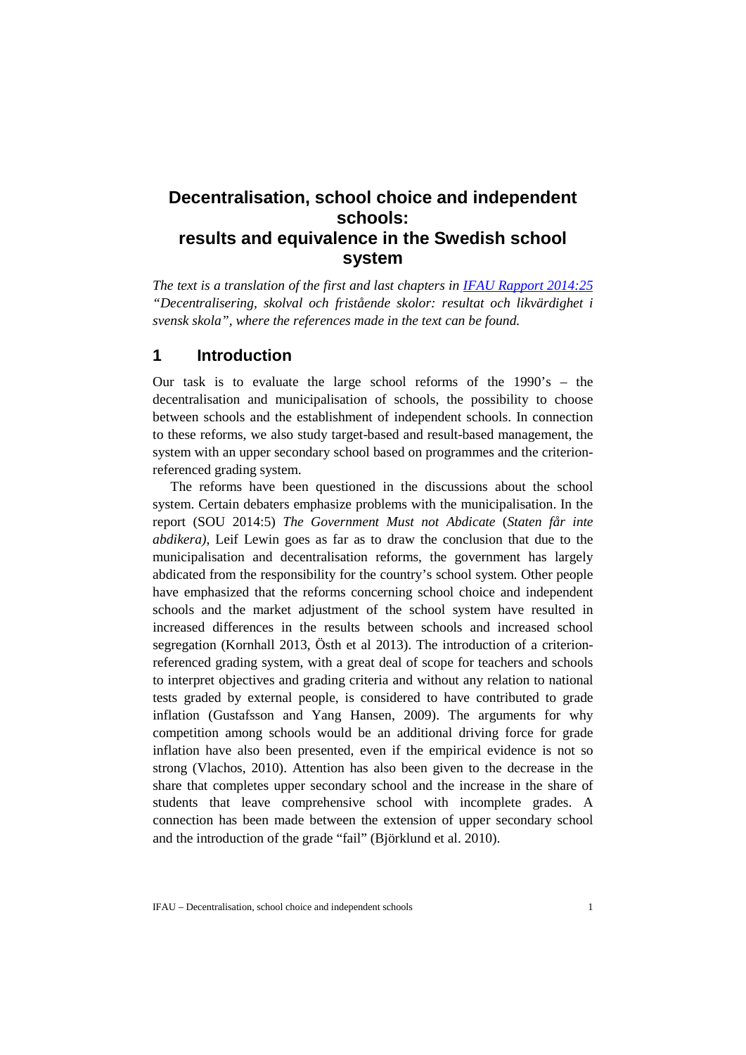# Decentralisation, school choice and independent schools: results and equivalence in the Swedish school system

*The text is a translation of the first and last chapters in [IFAU Rapport 2014:25](#) "Decentralisering, skolval och fristående skolor: resultat och likvärdighet i svensk skola", where the references made in the text can be found.*

## 1 Introduction

Our task is to evaluate the large school reforms of the 1990's – the decentralisation and municipalisation of schools, the possibility to choose between schools and the establishment of independent schools. In connection to these reforms, we also study target-based and result-based management, the system with an upper secondary school based on programmes and the criterion-referenced grading system.

The reforms have been questioned in the discussions about the school system. Certain debaters emphasize problems with the municipalisation. In the report (SOU 2014:5) *The Government Must not Abdicate* (*Staten får inte abdikera)*, Leif Lewin goes as far as to draw the conclusion that due to the municipalisation and decentralisation reforms, the government has largely abdicated from the responsibility for the country's school system. Other people have emphasized that the reforms concerning school choice and independent schools and the market adjustment of the school system have resulted in increased differences in the results between schools and increased school segregation (Kornhall 2013, Östh et al 2013). The introduction of a criterion-referenced grading system, with a great deal of scope for teachers and schools to interpret objectives and grading criteria and without any relation to national tests graded by external people, is considered to have contributed to grade inflation (Gustafsson and Yang Hansen, 2009). The arguments for why competition among schools would be an additional driving force for grade inflation have also been presented, even if the empirical evidence is not so strong (Vlachos, 2010). Attention has also been given to the decrease in the share that completes upper secondary school and the increase in the share of students that leave comprehensive school with incomplete grades. A connection has been made between the extension of upper secondary school and the introduction of the grade "fail" (Björklund et al. 2010).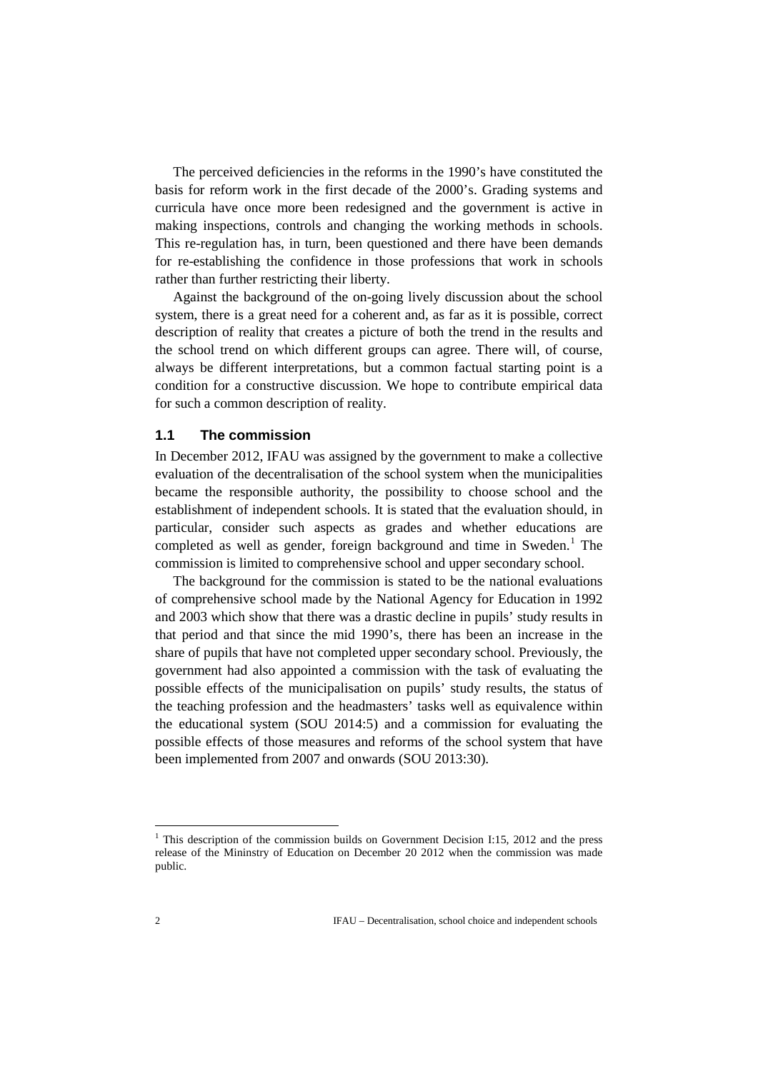The perceived deficiencies in the reforms in the 1990's have constituted the basis for reform work in the first decade of the 2000's. Grading systems and curricula have once more been redesigned and the government is active in making inspections, controls and changing the working methods in schools. This re-regulation has, in turn, been questioned and there have been demands for re-establishing the confidence in those professions that work in schools rather than further restricting their liberty.

Against the background of the on-going lively discussion about the school system, there is a great need for a coherent and, as far as it is possible, correct description of reality that creates a picture of both the trend in the results and the school trend on which different groups can agree. There will, of course, always be different interpretations, but a common factual starting point is a condition for a constructive discussion. We hope to contribute empirical data for such a common description of reality.

## 1.1 The commission

In December 2012, IFAU was assigned by the government to make a collective evaluation of the decentralisation of the school system when the municipalities became the responsible authority, the possibility to choose school and the establishment of independent schools. It is stated that the evaluation should, in particular, consider such aspects as grades and whether educations are completed as well as gender, foreign background and time in Sweden.[1] The commission is limited to comprehensive school and upper secondary school.

The background for the commission is stated to be the national evaluations of comprehensive school made by the National Agency for Education in 1992 and 2003 which show that there was a drastic decline in pupils' study results in that period and that since the mid 1990's, there has been an increase in the share of pupils that have not completed upper secondary school. Previously, the government had also appointed a commission with the task of evaluating the possible effects of the municipalisation on pupils' study results, the status of the teaching profession and the headmasters' tasks well as equivalence within the educational system (SOU 2014:5) and a commission for evaluating the possible effects of those measures and reforms of the school system that have been implemented from 2007 and onwards (SOU 2013:30).

[1] This description of the commission builds on Government Decision I:15, 2012 and the press release of the Mininstry of Education on December 20 2012 when the commission was made public.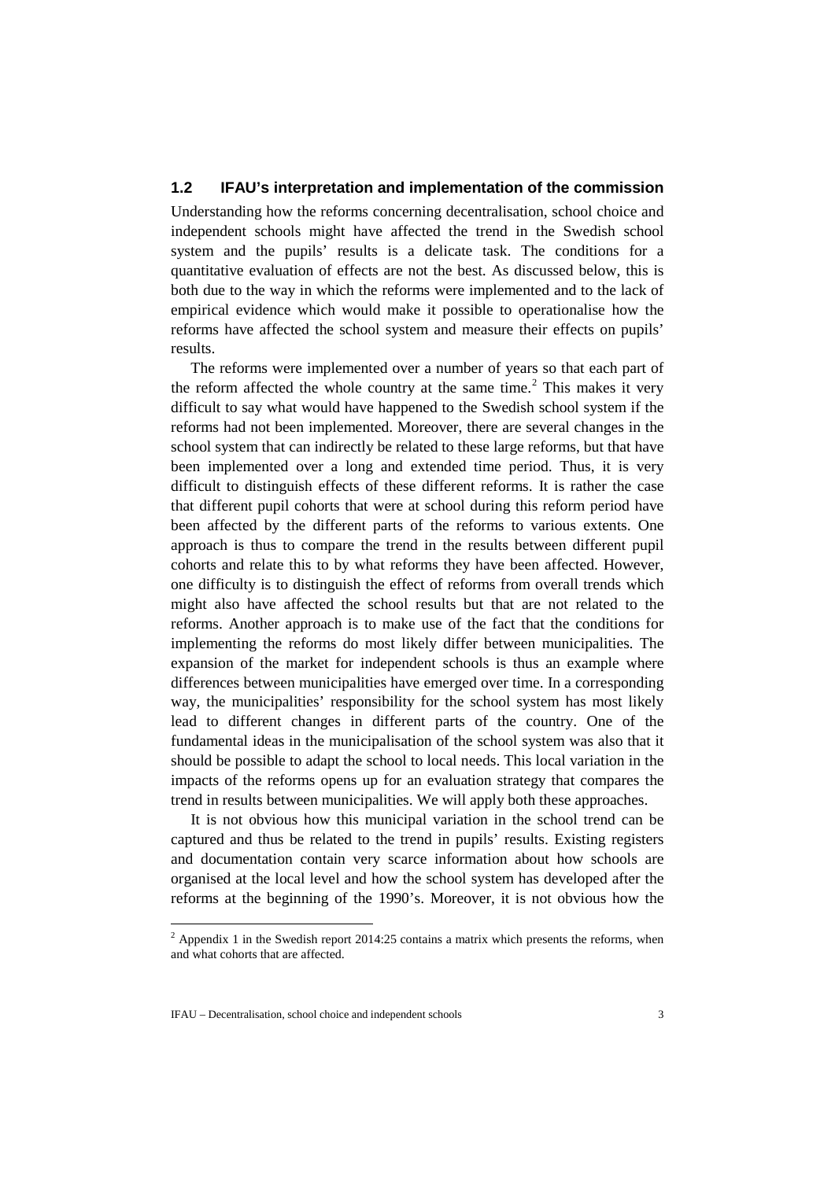## 1.2 IFAU's interpretation and implementation of the commission

Understanding how the reforms concerning decentralisation, school choice and independent schools might have affected the trend in the Swedish school system and the pupils' results is a delicate task. The conditions for a quantitative evaluation of effects are not the best. As discussed below, this is both due to the way in which the reforms were implemented and to the lack of empirical evidence which would make it possible to operationalise how the reforms have affected the school system and measure their effects on pupils' results.

The reforms were implemented over a number of years so that each part of the reform affected the whole country at the same time.[2] This makes it very difficult to say what would have happened to the Swedish school system if the reforms had not been implemented. Moreover, there are several changes in the school system that can indirectly be related to these large reforms, but that have been implemented over a long and extended time period. Thus, it is very difficult to distinguish effects of these different reforms. It is rather the case that different pupil cohorts that were at school during this reform period have been affected by the different parts of the reforms to various extents. One approach is thus to compare the trend in the results between different pupil cohorts and relate this to by what reforms they have been affected. However, one difficulty is to distinguish the effect of reforms from overall trends which might also have affected the school results but that are not related to the reforms. Another approach is to make use of the fact that the conditions for implementing the reforms do most likely differ between municipalities. The expansion of the market for independent schools is thus an example where differences between municipalities have emerged over time. In a corresponding way, the municipalities' responsibility for the school system has most likely lead to different changes in different parts of the country. One of the fundamental ideas in the municipalisation of the school system was also that it should be possible to adapt the school to local needs. This local variation in the impacts of the reforms opens up for an evaluation strategy that compares the trend in results between municipalities. We will apply both these approaches.

It is not obvious how this municipal variation in the school trend can be captured and thus be related to the trend in pupils' results. Existing registers and documentation contain very scarce information about how schools are organised at the local level and how the school system has developed after the reforms at the beginning of the 1990's. Moreover, it is not obvious how the

[2] Appendix 1 in the Swedish report 2014:25 contains a matrix which presents the reforms, when and what cohorts that are affected.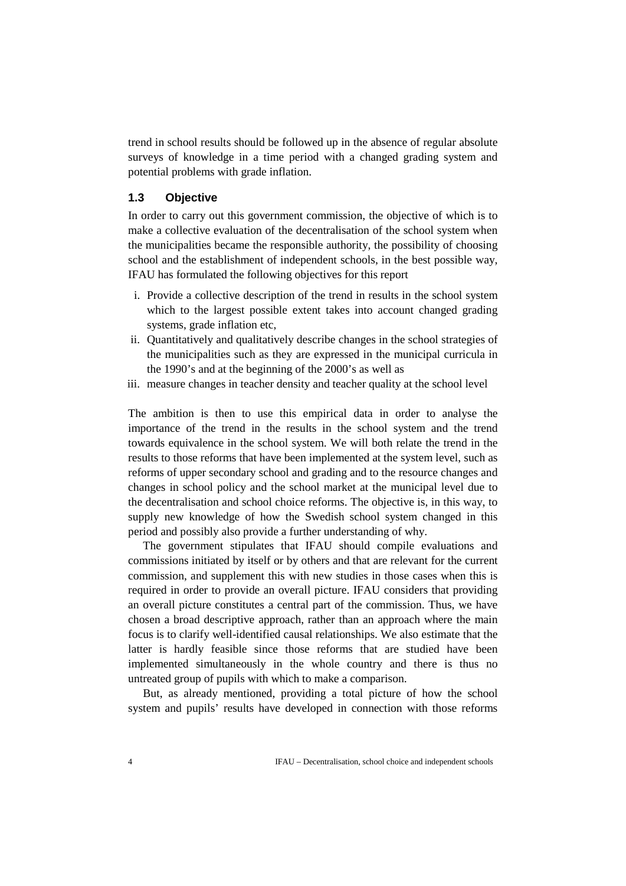trend in school results should be followed up in the absence of regular absolute surveys of knowledge in a time period with a changed grading system and potential problems with grade inflation.

### 1.3 Objective

In order to carry out this government commission, the objective of which is to make a collective evaluation of the decentralisation of the school system when the municipalities became the responsible authority, the possibility of choosing school and the establishment of independent schools, in the best possible way, IFAU has formulated the following objectives for this report

- i. Provide a collective description of the trend in results in the school system which to the largest possible extent takes into account changed grading systems, grade inflation etc,
- ii. Quantitatively and qualitatively describe changes in the school strategies of the municipalities such as they are expressed in the municipal curricula in the 1990's and at the beginning of the 2000's as well as
- iii. measure changes in teacher density and teacher quality at the school level

The ambition is then to use this empirical data in order to analyse the importance of the trend in the results in the school system and the trend towards equivalence in the school system. We will both relate the trend in the results to those reforms that have been implemented at the system level, such as reforms of upper secondary school and grading and to the resource changes and changes in school policy and the school market at the municipal level due to the decentralisation and school choice reforms. The objective is, in this way, to supply new knowledge of how the Swedish school system changed in this period and possibly also provide a further understanding of why.

The government stipulates that IFAU should compile evaluations and commissions initiated by itself or by others and that are relevant for the current commission, and supplement this with new studies in those cases when this is required in order to provide an overall picture. IFAU considers that providing an overall picture constitutes a central part of the commission. Thus, we have chosen a broad descriptive approach, rather than an approach where the main focus is to clarify well-identified causal relationships. We also estimate that the latter is hardly feasible since those reforms that are studied have been implemented simultaneously in the whole country and there is thus no untreated group of pupils with which to make a comparison.

But, as already mentioned, providing a total picture of how the school system and pupils' results have developed in connection with those reforms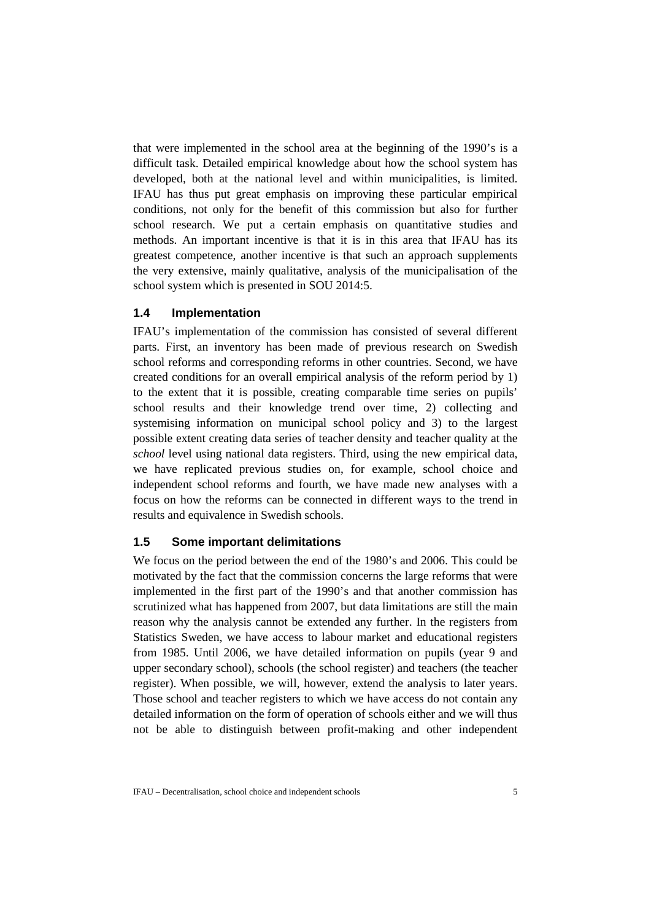that were implemented in the school area at the beginning of the 1990's is a difficult task. Detailed empirical knowledge about how the school system has developed, both at the national level and within municipalities, is limited. IFAU has thus put great emphasis on improving these particular empirical conditions, not only for the benefit of this commission but also for further school research. We put a certain emphasis on quantitative studies and methods. An important incentive is that it is in this area that IFAU has its greatest competence, another incentive is that such an approach supplements the very extensive, mainly qualitative, analysis of the municipalisation of the school system which is presented in SOU 2014:5.

### 1.4 Implementation

IFAU's implementation of the commission has consisted of several different parts. First, an inventory has been made of previous research on Swedish school reforms and corresponding reforms in other countries. Second, we have created conditions for an overall empirical analysis of the reform period by 1) to the extent that it is possible, creating comparable time series on pupils' school results and their knowledge trend over time, 2) collecting and systemising information on municipal school policy and 3) to the largest possible extent creating data series of teacher density and teacher quality at the *school* level using national data registers. Third, using the new empirical data, we have replicated previous studies on, for example, school choice and independent school reforms and fourth, we have made new analyses with a focus on how the reforms can be connected in different ways to the trend in results and equivalence in Swedish schools.

### 1.5 Some important delimitations

We focus on the period between the end of the 1980's and 2006. This could be motivated by the fact that the commission concerns the large reforms that were implemented in the first part of the 1990's and that another commission has scrutinized what has happened from 2007, but data limitations are still the main reason why the analysis cannot be extended any further. In the registers from Statistics Sweden, we have access to labour market and educational registers from 1985. Until 2006, we have detailed information on pupils (year 9 and upper secondary school), schools (the school register) and teachers (the teacher register). When possible, we will, however, extend the analysis to later years. Those school and teacher registers to which we have access do not contain any detailed information on the form of operation of schools either and we will thus not be able to distinguish between profit-making and other independent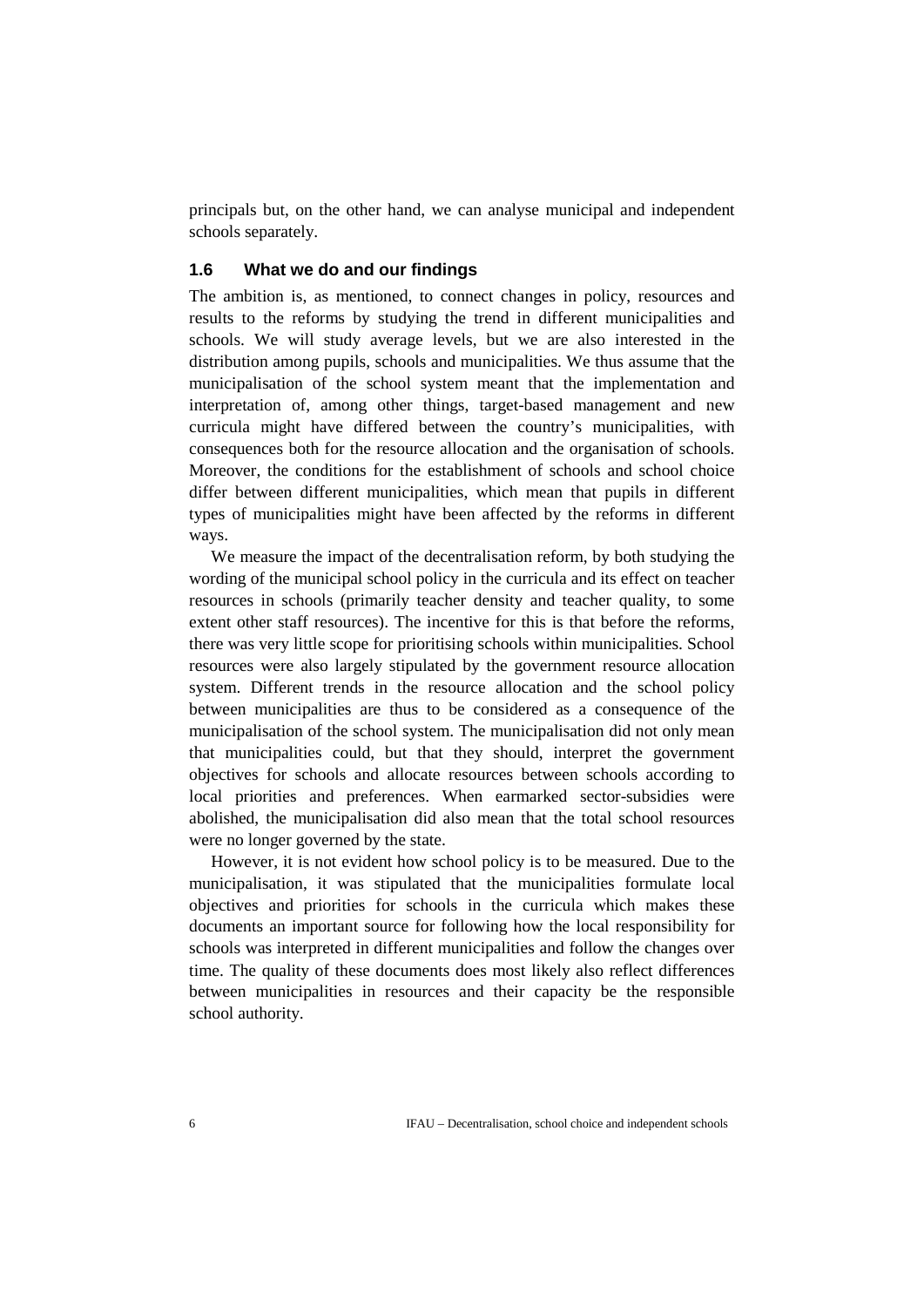principals but, on the other hand, we can analyse municipal and independent schools separately.

### 1.6 What we do and our findings

The ambition is, as mentioned, to connect changes in policy, resources and results to the reforms by studying the trend in different municipalities and schools. We will study average levels, but we are also interested in the distribution among pupils, schools and municipalities. We thus assume that the municipalisation of the school system meant that the implementation and interpretation of, among other things, target-based management and new curricula might have differed between the country's municipalities, with consequences both for the resource allocation and the organisation of schools. Moreover, the conditions for the establishment of schools and school choice differ between different municipalities, which mean that pupils in different types of municipalities might have been affected by the reforms in different ways.

We measure the impact of the decentralisation reform, by both studying the wording of the municipal school policy in the curricula and its effect on teacher resources in schools (primarily teacher density and teacher quality, to some extent other staff resources). The incentive for this is that before the reforms, there was very little scope for prioritising schools within municipalities. School resources were also largely stipulated by the government resource allocation system. Different trends in the resource allocation and the school policy between municipalities are thus to be considered as a consequence of the municipalisation of the school system. The municipalisation did not only mean that municipalities could, but that they should, interpret the government objectives for schools and allocate resources between schools according to local priorities and preferences. When earmarked sector-subsidies were abolished, the municipalisation did also mean that the total school resources were no longer governed by the state.

However, it is not evident how school policy is to be measured. Due to the municipalisation, it was stipulated that the municipalities formulate local objectives and priorities for schools in the curricula which makes these documents an important source for following how the local responsibility for schools was interpreted in different municipalities and follow the changes over time. The quality of these documents does most likely also reflect differences between municipalities in resources and their capacity be the responsible school authority.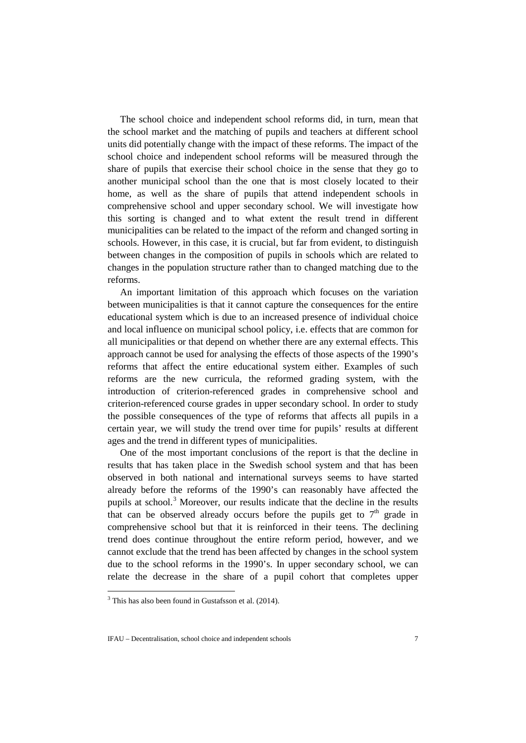The school choice and independent school reforms did, in turn, mean that the school market and the matching of pupils and teachers at different school units did potentially change with the impact of these reforms. The impact of the school choice and independent school reforms will be measured through the share of pupils that exercise their school choice in the sense that they go to another municipal school than the one that is most closely located to their home, as well as the share of pupils that attend independent schools in comprehensive school and upper secondary school. We will investigate how this sorting is changed and to what extent the result trend in different municipalities can be related to the impact of the reform and changed sorting in schools. However, in this case, it is crucial, but far from evident, to distinguish between changes in the composition of pupils in schools which are related to changes in the population structure rather than to changed matching due to the reforms.

An important limitation of this approach which focuses on the variation between municipalities is that it cannot capture the consequences for the entire educational system which is due to an increased presence of individual choice and local influence on municipal school policy, i.e. effects that are common for all municipalities or that depend on whether there are any external effects. This approach cannot be used for analysing the effects of those aspects of the 1990's reforms that affect the entire educational system either. Examples of such reforms are the new curricula, the reformed grading system, with the introduction of criterion-referenced grades in comprehensive school and criterion-referenced course grades in upper secondary school. In order to study the possible consequences of the type of reforms that affects all pupils in a certain year, we will study the trend over time for pupils' results at different ages and the trend in different types of municipalities.

One of the most important conclusions of the report is that the decline in results that has taken place in the Swedish school system and that has been observed in both national and international surveys seems to have started already before the reforms of the 1990's can reasonably have affected the pupils at school.[3] Moreover, our results indicate that the decline in the results that can be observed already occurs before the pupils get to 7th grade in comprehensive school but that it is reinforced in their teens. The declining trend does continue throughout the entire reform period, however, and we cannot exclude that the trend has been affected by changes in the school system due to the school reforms in the 1990's. In upper secondary school, we can relate the decrease in the share of a pupil cohort that completes upper

[3] This has also been found in Gustafsson et al. (2014).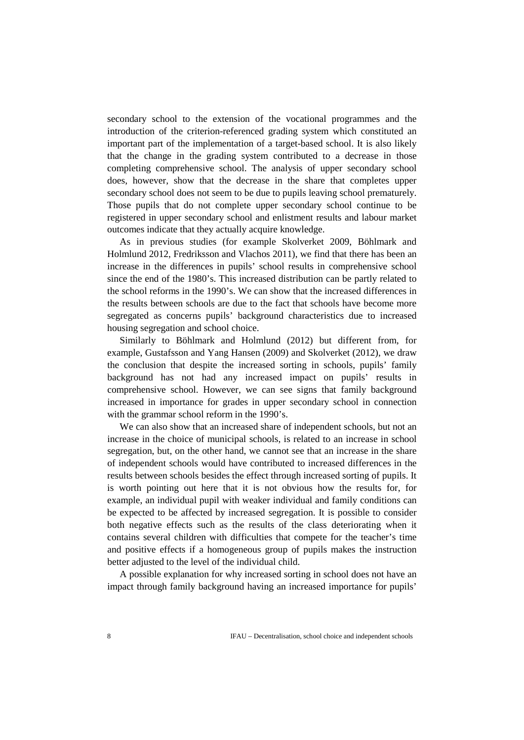secondary school to the extension of the vocational programmes and the introduction of the criterion-referenced grading system which constituted an important part of the implementation of a target-based school. It is also likely that the change in the grading system contributed to a decrease in those completing comprehensive school. The analysis of upper secondary school does, however, show that the decrease in the share that completes upper secondary school does not seem to be due to pupils leaving school prematurely. Those pupils that do not complete upper secondary school continue to be registered in upper secondary school and enlistment results and labour market outcomes indicate that they actually acquire knowledge.

As in previous studies (for example Skolverket 2009, Böhlmark and Holmlund 2012, Fredriksson and Vlachos 2011), we find that there has been an increase in the differences in pupils' school results in comprehensive school since the end of the 1980's. This increased distribution can be partly related to the school reforms in the 1990's. We can show that the increased differences in the results between schools are due to the fact that schools have become more segregated as concerns pupils' background characteristics due to increased housing segregation and school choice.

Similarly to Böhlmark and Holmlund (2012) but different from, for example, Gustafsson and Yang Hansen (2009) and Skolverket (2012), we draw the conclusion that despite the increased sorting in schools, pupils' family background has not had any increased impact on pupils' results in comprehensive school. However, we can see signs that family background increased in importance for grades in upper secondary school in connection with the grammar school reform in the 1990's.

We can also show that an increased share of independent schools, but not an increase in the choice of municipal schools, is related to an increase in school segregation, but, on the other hand, we cannot see that an increase in the share of independent schools would have contributed to increased differences in the results between schools besides the effect through increased sorting of pupils. It is worth pointing out here that it is not obvious how the results for, for example, an individual pupil with weaker individual and family conditions can be expected to be affected by increased segregation. It is possible to consider both negative effects such as the results of the class deteriorating when it contains several children with difficulties that compete for the teacher's time and positive effects if a homogeneous group of pupils makes the instruction better adjusted to the level of the individual child.

A possible explanation for why increased sorting in school does not have an impact through family background having an increased importance for pupils'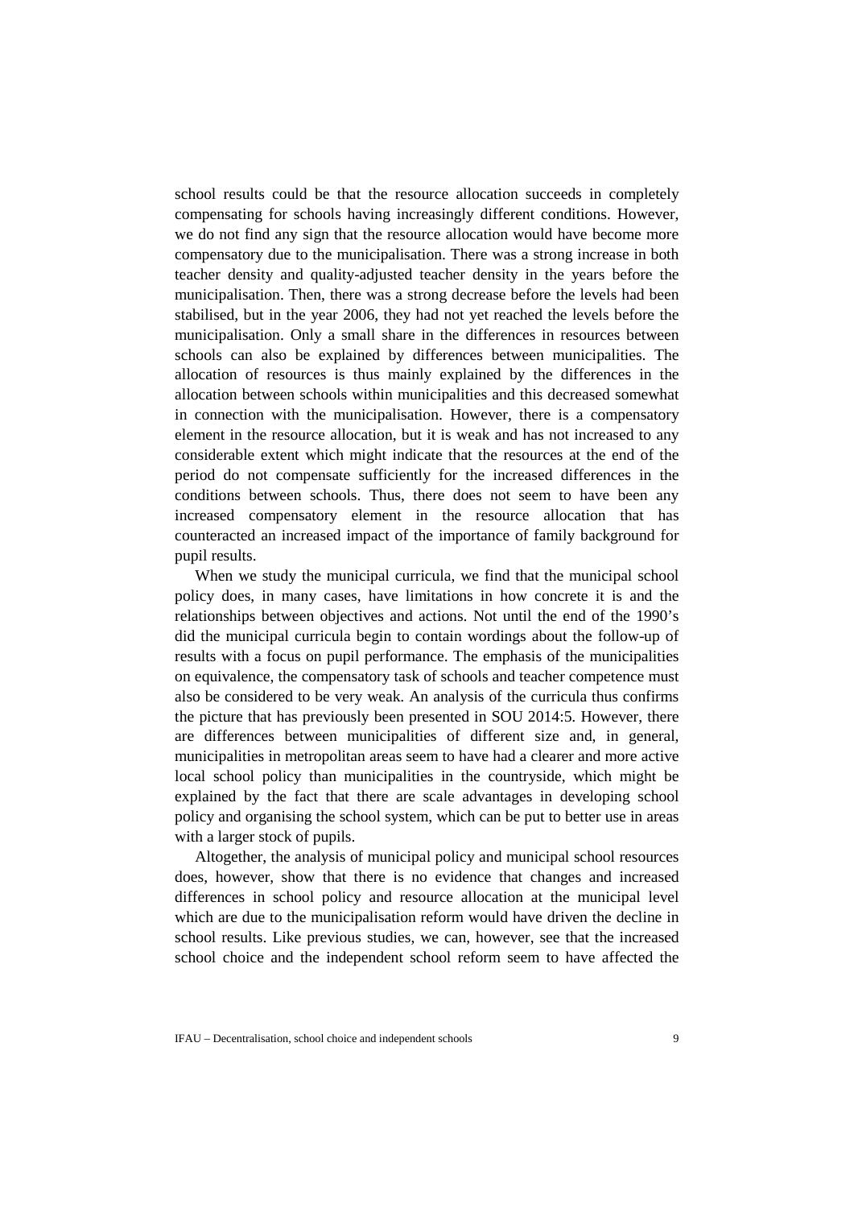school results could be that the resource allocation succeeds in completely compensating for schools having increasingly different conditions. However, we do not find any sign that the resource allocation would have become more compensatory due to the municipalisation. There was a strong increase in both teacher density and quality-adjusted teacher density in the years before the municipalisation. Then, there was a strong decrease before the levels had been stabilised, but in the year 2006, they had not yet reached the levels before the municipalisation. Only a small share in the differences in resources between schools can also be explained by differences between municipalities. The allocation of resources is thus mainly explained by the differences in the allocation between schools within municipalities and this decreased somewhat in connection with the municipalisation. However, there is a compensatory element in the resource allocation, but it is weak and has not increased to any considerable extent which might indicate that the resources at the end of the period do not compensate sufficiently for the increased differences in the conditions between schools. Thus, there does not seem to have been any increased compensatory element in the resource allocation that has counteracted an increased impact of the importance of family background for pupil results.

When we study the municipal curricula, we find that the municipal school policy does, in many cases, have limitations in how concrete it is and the relationships between objectives and actions. Not until the end of the 1990's did the municipal curricula begin to contain wordings about the follow-up of results with a focus on pupil performance. The emphasis of the municipalities on equivalence, the compensatory task of schools and teacher competence must also be considered to be very weak. An analysis of the curricula thus confirms the picture that has previously been presented in SOU 2014:5. However, there are differences between municipalities of different size and, in general, municipalities in metropolitan areas seem to have had a clearer and more active local school policy than municipalities in the countryside, which might be explained by the fact that there are scale advantages in developing school policy and organising the school system, which can be put to better use in areas with a larger stock of pupils.

Altogether, the analysis of municipal policy and municipal school resources does, however, show that there is no evidence that changes and increased differences in school policy and resource allocation at the municipal level which are due to the municipalisation reform would have driven the decline in school results. Like previous studies, we can, however, see that the increased school choice and the independent school reform seem to have affected the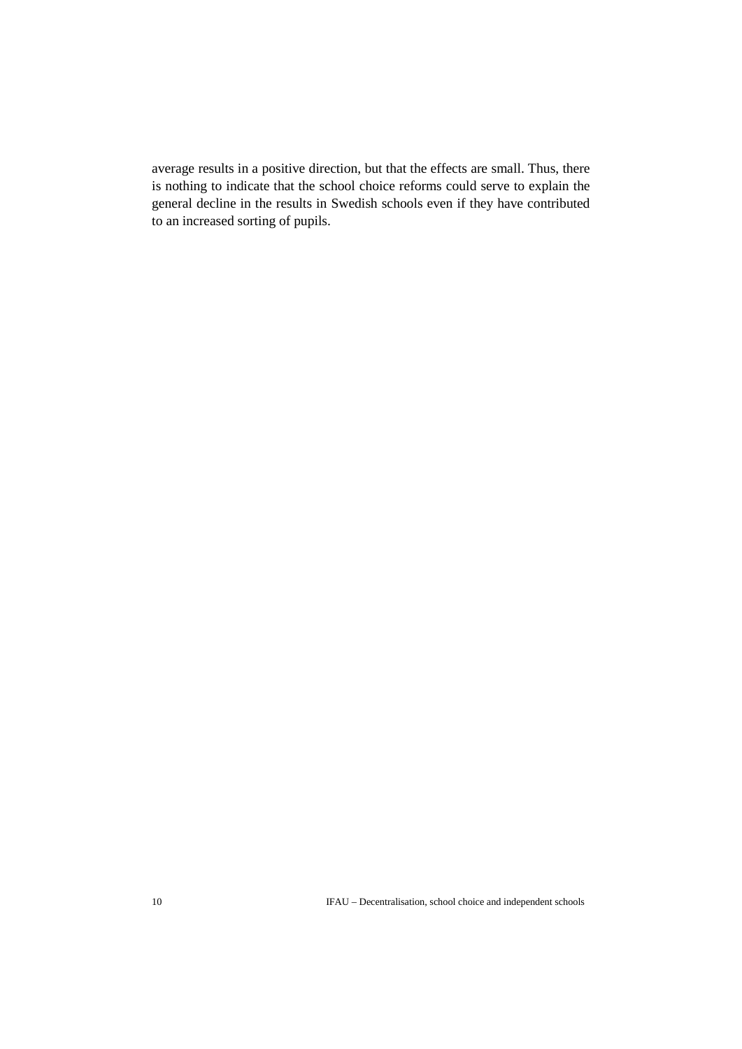average results in a positive direction, but that the effects are small. Thus, there is nothing to indicate that the school choice reforms could serve to explain the general decline in the results in Swedish schools even if they have contributed to an increased sorting of pupils.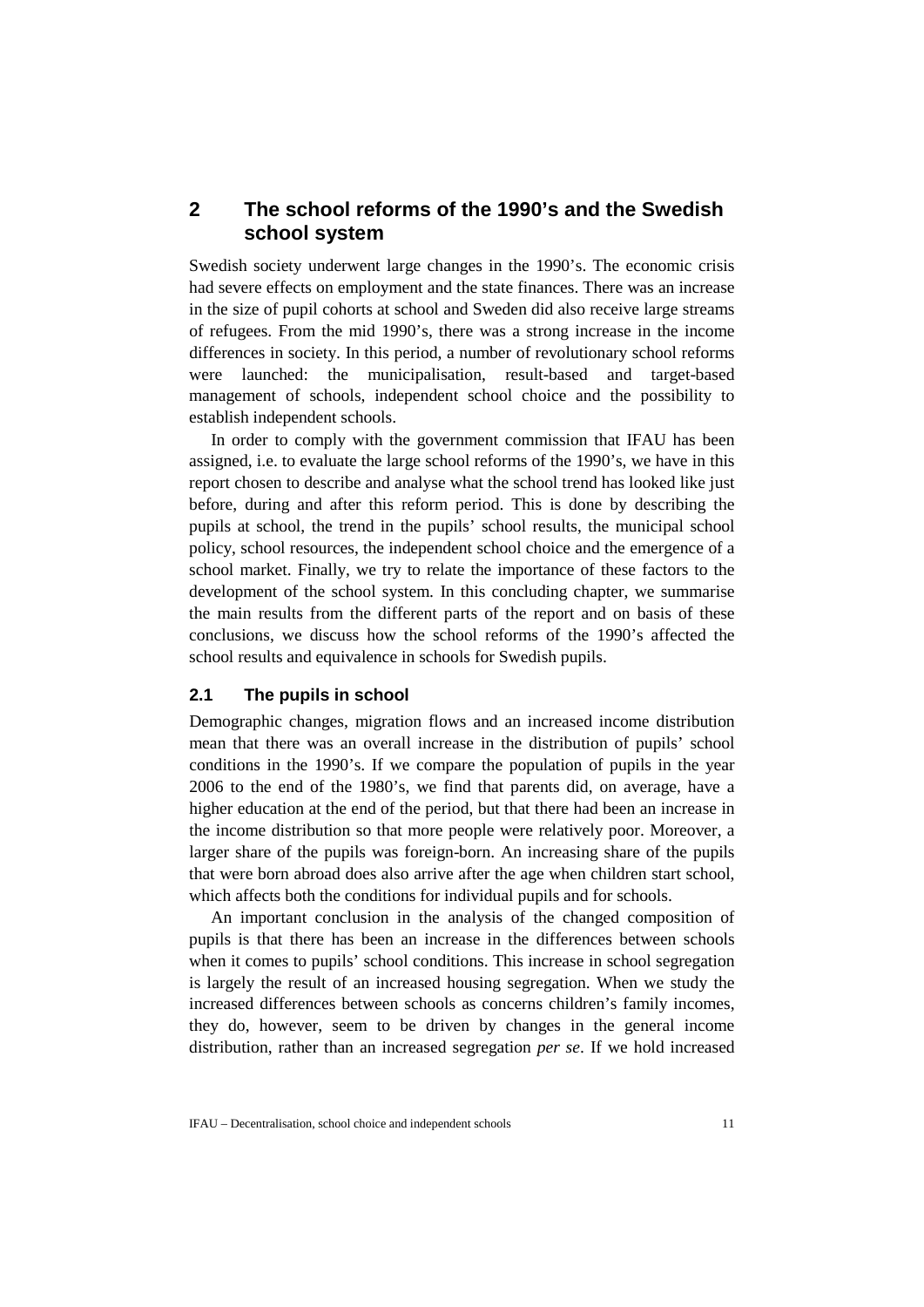# 2 The school reforms of the 1990's and the Swedish school system

Swedish society underwent large changes in the 1990's. The economic crisis had severe effects on employment and the state finances. There was an increase in the size of pupil cohorts at school and Sweden did also receive large streams of refugees. From the mid 1990's, there was a strong increase in the income differences in society. In this period, a number of revolutionary school reforms were launched: the municipalisation, result-based and target-based management of schools, independent school choice and the possibility to establish independent schools.

In order to comply with the government commission that IFAU has been assigned, i.e. to evaluate the large school reforms of the 1990's, we have in this report chosen to describe and analyse what the school trend has looked like just before, during and after this reform period. This is done by describing the pupils at school, the trend in the pupils' school results, the municipal school policy, school resources, the independent school choice and the emergence of a school market. Finally, we try to relate the importance of these factors to the development of the school system. In this concluding chapter, we summarise the main results from the different parts of the report and on basis of these conclusions, we discuss how the school reforms of the 1990's affected the school results and equivalence in schools for Swedish pupils.

## 2.1 The pupils in school

Demographic changes, migration flows and an increased income distribution mean that there was an overall increase in the distribution of pupils' school conditions in the 1990's. If we compare the population of pupils in the year 2006 to the end of the 1980's, we find that parents did, on average, have a higher education at the end of the period, but that there had been an increase in the income distribution so that more people were relatively poor. Moreover, a larger share of the pupils was foreign-born. An increasing share of the pupils that were born abroad does also arrive after the age when children start school, which affects both the conditions for individual pupils and for schools.

An important conclusion in the analysis of the changed composition of pupils is that there has been an increase in the differences between schools when it comes to pupils' school conditions. This increase in school segregation is largely the result of an increased housing segregation. When we study the increased differences between schools as concerns children's family incomes, they do, however, seem to be driven by changes in the general income distribution, rather than an increased segregation *per se*. If we hold increased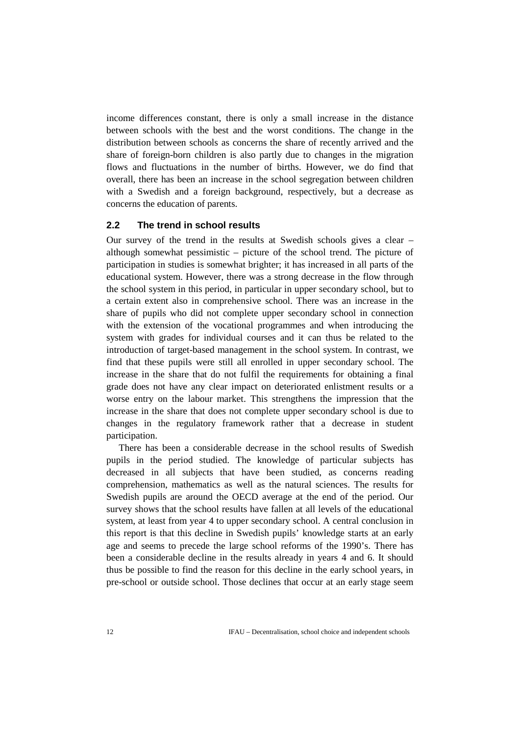income differences constant, there is only a small increase in the distance between schools with the best and the worst conditions. The change in the distribution between schools as concerns the share of recently arrived and the share of foreign-born children is also partly due to changes in the migration flows and fluctuations in the number of births. However, we do find that overall, there has been an increase in the school segregation between children with a Swedish and a foreign background, respectively, but a decrease as concerns the education of parents.

## 2.2 The trend in school results

Our survey of the trend in the results at Swedish schools gives a clear – although somewhat pessimistic – picture of the school trend. The picture of participation in studies is somewhat brighter; it has increased in all parts of the educational system. However, there was a strong decrease in the flow through the school system in this period, in particular in upper secondary school, but to a certain extent also in comprehensive school. There was an increase in the share of pupils who did not complete upper secondary school in connection with the extension of the vocational programmes and when introducing the system with grades for individual courses and it can thus be related to the introduction of target-based management in the school system. In contrast, we find that these pupils were still all enrolled in upper secondary school. The increase in the share that do not fulfil the requirements for obtaining a final grade does not have any clear impact on deteriorated enlistment results or a worse entry on the labour market. This strengthens the impression that the increase in the share that does not complete upper secondary school is due to changes in the regulatory framework rather that a decrease in student participation.

There has been a considerable decrease in the school results of Swedish pupils in the period studied. The knowledge of particular subjects has decreased in all subjects that have been studied, as concerns reading comprehension, mathematics as well as the natural sciences. The results for Swedish pupils are around the OECD average at the end of the period. Our survey shows that the school results have fallen at all levels of the educational system, at least from year 4 to upper secondary school. A central conclusion in this report is that this decline in Swedish pupils' knowledge starts at an early age and seems to precede the large school reforms of the 1990's. There has been a considerable decline in the results already in years 4 and 6. It should thus be possible to find the reason for this decline in the early school years, in pre-school or outside school. Those declines that occur at an early stage seem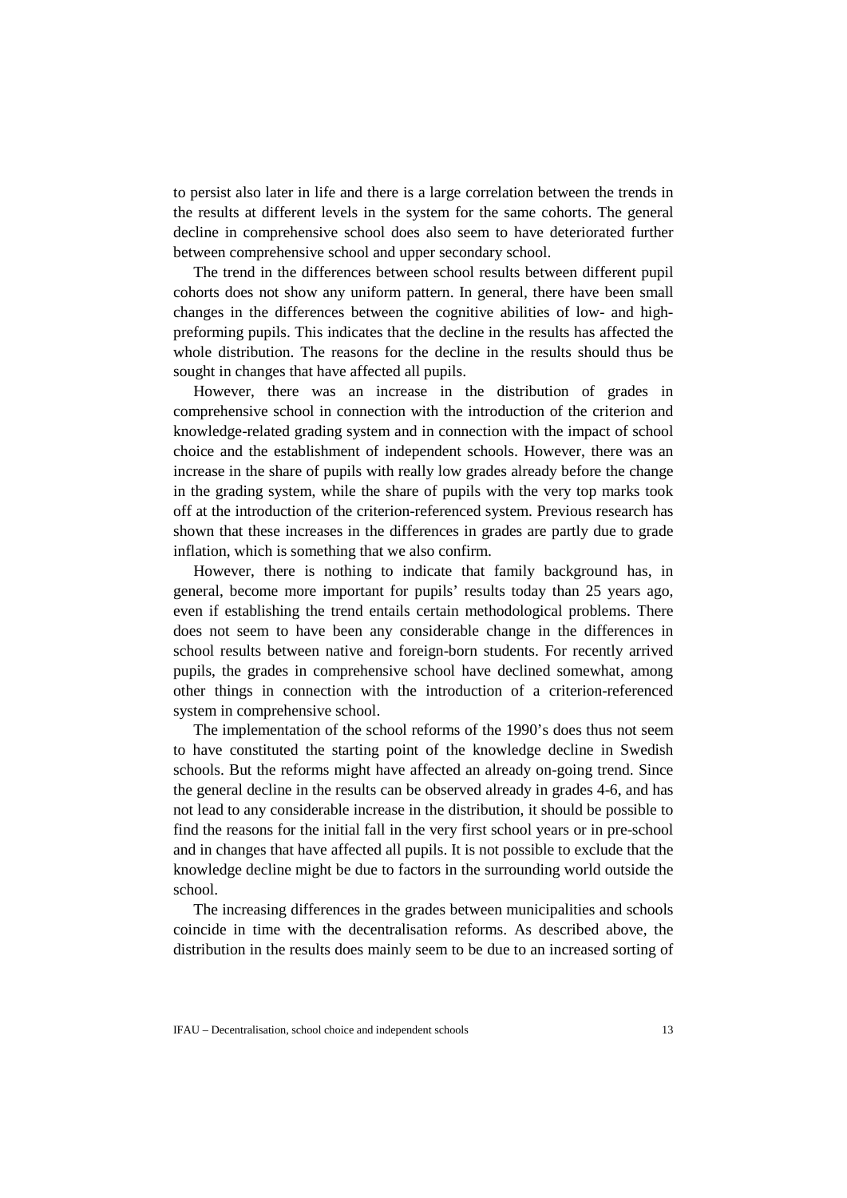to persist also later in life and there is a large correlation between the trends in the results at different levels in the system for the same cohorts. The general decline in comprehensive school does also seem to have deteriorated further between comprehensive school and upper secondary school.

The trend in the differences between school results between different pupil cohorts does not show any uniform pattern. In general, there have been small changes in the differences between the cognitive abilities of low- and high-preforming pupils. This indicates that the decline in the results has affected the whole distribution. The reasons for the decline in the results should thus be sought in changes that have affected all pupils.

However, there was an increase in the distribution of grades in comprehensive school in connection with the introduction of the criterion and knowledge-related grading system and in connection with the impact of school choice and the establishment of independent schools. However, there was an increase in the share of pupils with really low grades already before the change in the grading system, while the share of pupils with the very top marks took off at the introduction of the criterion-referenced system. Previous research has shown that these increases in the differences in grades are partly due to grade inflation, which is something that we also confirm.

However, there is nothing to indicate that family background has, in general, become more important for pupils' results today than 25 years ago, even if establishing the trend entails certain methodological problems. There does not seem to have been any considerable change in the differences in school results between native and foreign-born students. For recently arrived pupils, the grades in comprehensive school have declined somewhat, among other things in connection with the introduction of a criterion-referenced system in comprehensive school.

The implementation of the school reforms of the 1990's does thus not seem to have constituted the starting point of the knowledge decline in Swedish schools. But the reforms might have affected an already on-going trend. Since the general decline in the results can be observed already in grades 4-6, and has not lead to any considerable increase in the distribution, it should be possible to find the reasons for the initial fall in the very first school years or in pre-school and in changes that have affected all pupils. It is not possible to exclude that the knowledge decline might be due to factors in the surrounding world outside the school.

The increasing differences in the grades between municipalities and schools coincide in time with the decentralisation reforms. As described above, the distribution in the results does mainly seem to be due to an increased sorting of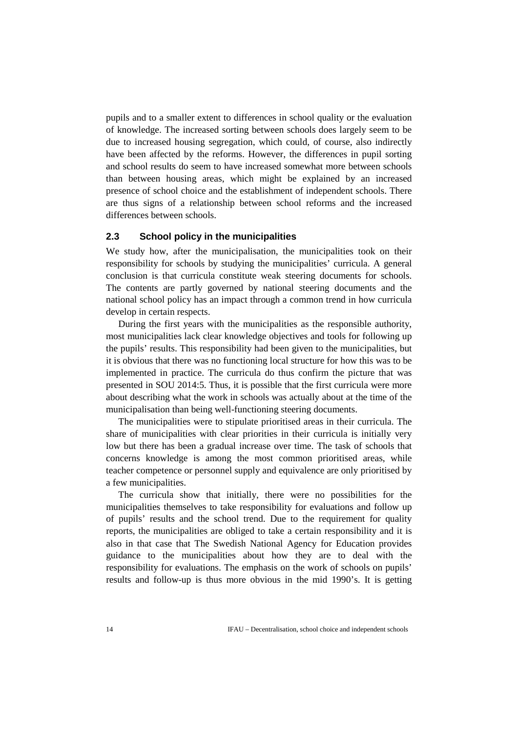pupils and to a smaller extent to differences in school quality or the evaluation of knowledge. The increased sorting between schools does largely seem to be due to increased housing segregation, which could, of course, also indirectly have been affected by the reforms. However, the differences in pupil sorting and school results do seem to have increased somewhat more between schools than between housing areas, which might be explained by an increased presence of school choice and the establishment of independent schools. There are thus signs of a relationship between school reforms and the increased differences between schools.

### 2.3 School policy in the municipalities

We study how, after the municipalisation, the municipalities took on their responsibility for schools by studying the municipalities' curricula. A general conclusion is that curricula constitute weak steering documents for schools. The contents are partly governed by national steering documents and the national school policy has an impact through a common trend in how curricula develop in certain respects.

During the first years with the municipalities as the responsible authority, most municipalities lack clear knowledge objectives and tools for following up the pupils' results. This responsibility had been given to the municipalities, but it is obvious that there was no functioning local structure for how this was to be implemented in practice. The curricula do thus confirm the picture that was presented in SOU 2014:5. Thus, it is possible that the first curricula were more about describing what the work in schools was actually about at the time of the municipalisation than being well-functioning steering documents.

The municipalities were to stipulate prioritised areas in their curricula. The share of municipalities with clear priorities in their curricula is initially very low but there has been a gradual increase over time. The task of schools that concerns knowledge is among the most common prioritised areas, while teacher competence or personnel supply and equivalence are only prioritised by a few municipalities.

The curricula show that initially, there were no possibilities for the municipalities themselves to take responsibility for evaluations and follow up of pupils' results and the school trend. Due to the requirement for quality reports, the municipalities are obliged to take a certain responsibility and it is also in that case that The Swedish National Agency for Education provides guidance to the municipalities about how they are to deal with the responsibility for evaluations. The emphasis on the work of schools on pupils' results and follow-up is thus more obvious in the mid 1990's. It is getting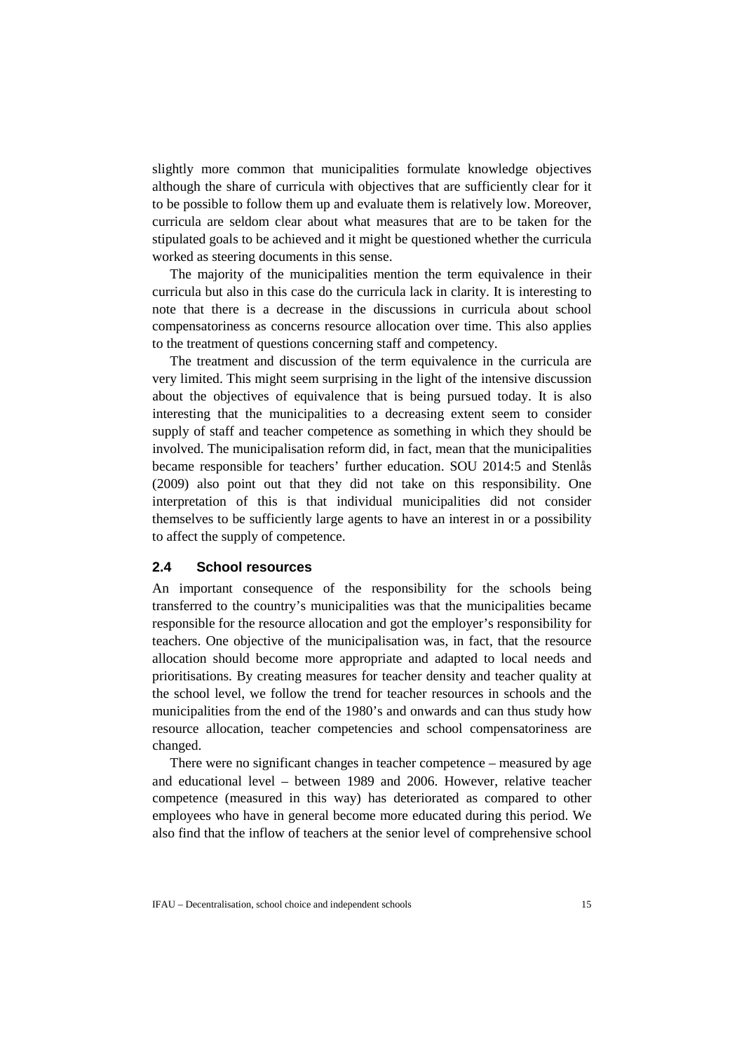slightly more common that municipalities formulate knowledge objectives although the share of curricula with objectives that are sufficiently clear for it to be possible to follow them up and evaluate them is relatively low. Moreover, curricula are seldom clear about what measures that are to be taken for the stipulated goals to be achieved and it might be questioned whether the curricula worked as steering documents in this sense.

The majority of the municipalities mention the term equivalence in their curricula but also in this case do the curricula lack in clarity. It is interesting to note that there is a decrease in the discussions in curricula about school compensatoriness as concerns resource allocation over time. This also applies to the treatment of questions concerning staff and competency.

The treatment and discussion of the term equivalence in the curricula are very limited. This might seem surprising in the light of the intensive discussion about the objectives of equivalence that is being pursued today. It is also interesting that the municipalities to a decreasing extent seem to consider supply of staff and teacher competence as something in which they should be involved. The municipalisation reform did, in fact, mean that the municipalities became responsible for teachers' further education. SOU 2014:5 and Stenlås (2009) also point out that they did not take on this responsibility. One interpretation of this is that individual municipalities did not consider themselves to be sufficiently large agents to have an interest in or a possibility to affect the supply of competence.

## 2.4 School resources

An important consequence of the responsibility for the schools being transferred to the country's municipalities was that the municipalities became responsible for the resource allocation and got the employer's responsibility for teachers. One objective of the municipalisation was, in fact, that the resource allocation should become more appropriate and adapted to local needs and prioritisations. By creating measures for teacher density and teacher quality at the school level, we follow the trend for teacher resources in schools and the municipalities from the end of the 1980's and onwards and can thus study how resource allocation, teacher competencies and school compensatoriness are changed.

There were no significant changes in teacher competence – measured by age and educational level – between 1989 and 2006. However, relative teacher competence (measured in this way) has deteriorated as compared to other employees who have in general become more educated during this period. We also find that the inflow of teachers at the senior level of comprehensive school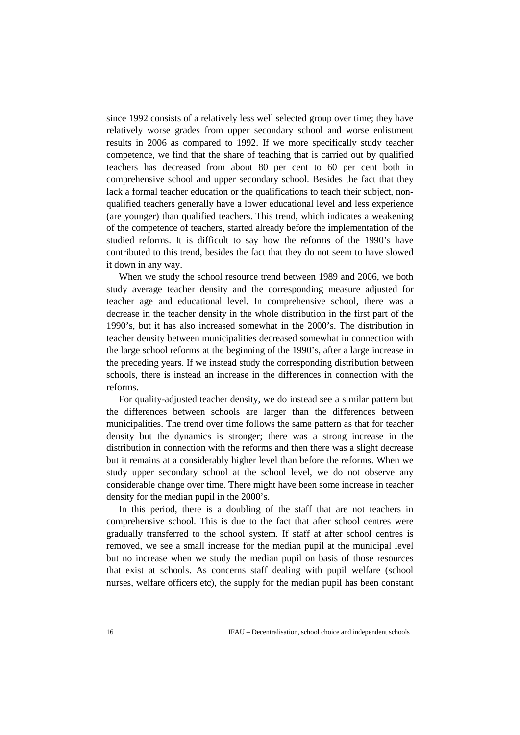since 1992 consists of a relatively less well selected group over time; they have relatively worse grades from upper secondary school and worse enlistment results in 2006 as compared to 1992. If we more specifically study teacher competence, we find that the share of teaching that is carried out by qualified teachers has decreased from about 80 per cent to 60 per cent both in comprehensive school and upper secondary school. Besides the fact that they lack a formal teacher education or the qualifications to teach their subject, non-qualified teachers generally have a lower educational level and less experience (are younger) than qualified teachers. This trend, which indicates a weakening of the competence of teachers, started already before the implementation of the studied reforms. It is difficult to say how the reforms of the 1990's have contributed to this trend, besides the fact that they do not seem to have slowed it down in any way.

When we study the school resource trend between 1989 and 2006, we both study average teacher density and the corresponding measure adjusted for teacher age and educational level. In comprehensive school, there was a decrease in the teacher density in the whole distribution in the first part of the 1990's, but it has also increased somewhat in the 2000's. The distribution in teacher density between municipalities decreased somewhat in connection with the large school reforms at the beginning of the 1990's, after a large increase in the preceding years. If we instead study the corresponding distribution between schools, there is instead an increase in the differences in connection with the reforms.

For quality-adjusted teacher density, we do instead see a similar pattern but the differences between schools are larger than the differences between municipalities. The trend over time follows the same pattern as that for teacher density but the dynamics is stronger; there was a strong increase in the distribution in connection with the reforms and then there was a slight decrease but it remains at a considerably higher level than before the reforms. When we study upper secondary school at the school level, we do not observe any considerable change over time. There might have been some increase in teacher density for the median pupil in the 2000's.

In this period, there is a doubling of the staff that are not teachers in comprehensive school. This is due to the fact that after school centres were gradually transferred to the school system. If staff at after school centres is removed, we see a small increase for the median pupil at the municipal level but no increase when we study the median pupil on basis of those resources that exist at schools. As concerns staff dealing with pupil welfare (school nurses, welfare officers etc), the supply for the median pupil has been constant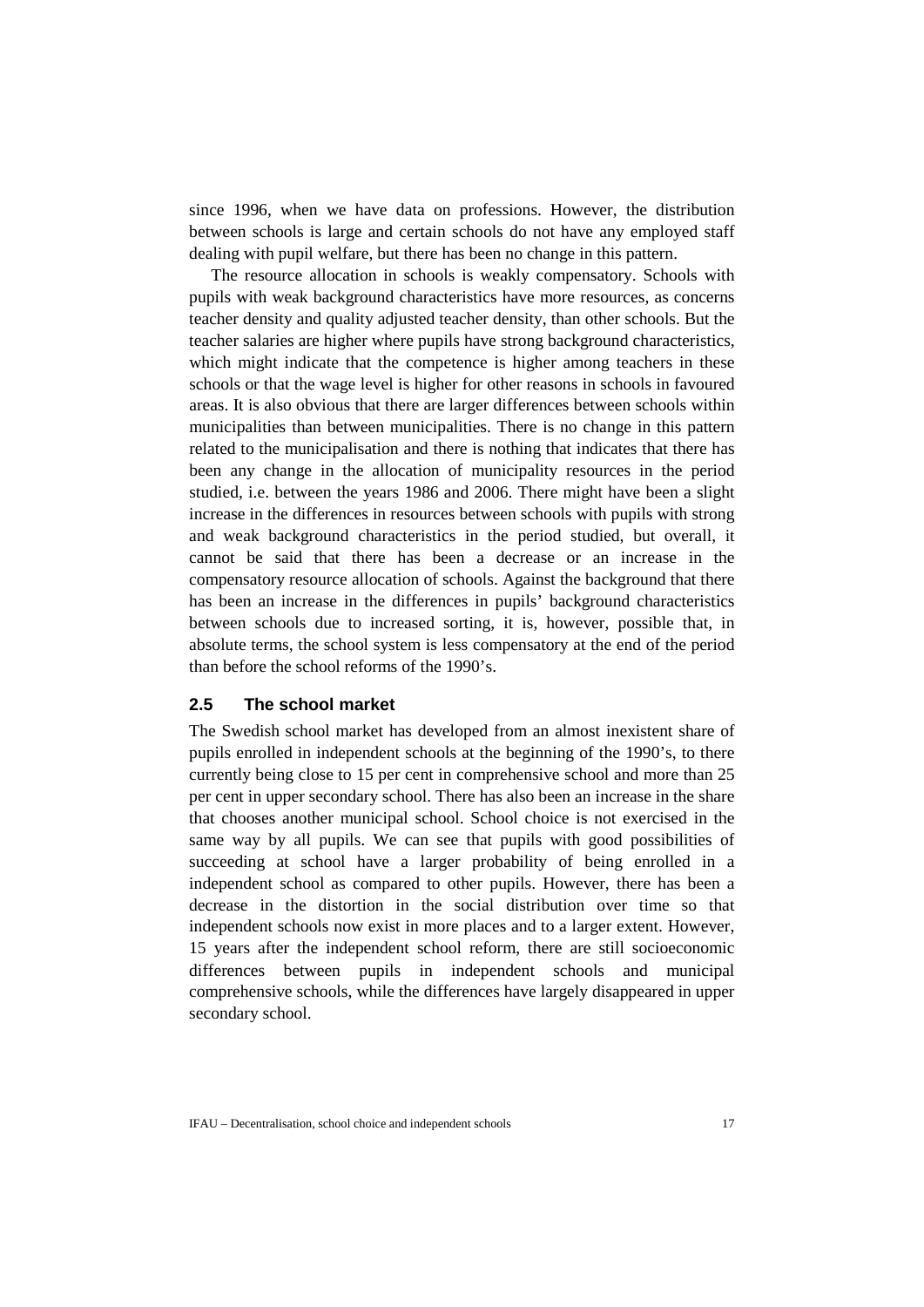since 1996, when we have data on professions. However, the distribution between schools is large and certain schools do not have any employed staff dealing with pupil welfare, but there has been no change in this pattern.

The resource allocation in schools is weakly compensatory. Schools with pupils with weak background characteristics have more resources, as concerns teacher density and quality adjusted teacher density, than other schools. But the teacher salaries are higher where pupils have strong background characteristics, which might indicate that the competence is higher among teachers in these schools or that the wage level is higher for other reasons in schools in favoured areas. It is also obvious that there are larger differences between schools within municipalities than between municipalities. There is no change in this pattern related to the municipalisation and there is nothing that indicates that there has been any change in the allocation of municipality resources in the period studied, i.e. between the years 1986 and 2006. There might have been a slight increase in the differences in resources between schools with pupils with strong and weak background characteristics in the period studied, but overall, it cannot be said that there has been a decrease or an increase in the compensatory resource allocation of schools. Against the background that there has been an increase in the differences in pupils' background characteristics between schools due to increased sorting, it is, however, possible that, in absolute terms, the school system is less compensatory at the end of the period than before the school reforms of the 1990's.

## 2.5 The school market

The Swedish school market has developed from an almost inexistent share of pupils enrolled in independent schools at the beginning of the 1990's, to there currently being close to 15 per cent in comprehensive school and more than 25 per cent in upper secondary school. There has also been an increase in the share that chooses another municipal school. School choice is not exercised in the same way by all pupils. We can see that pupils with good possibilities of succeeding at school have a larger probability of being enrolled in a independent school as compared to other pupils. However, there has been a decrease in the distortion in the social distribution over time so that independent schools now exist in more places and to a larger extent. However, 15 years after the independent school reform, there are still socioeconomic differences between pupils in independent schools and municipal comprehensive schools, while the differences have largely disappeared in upper secondary school.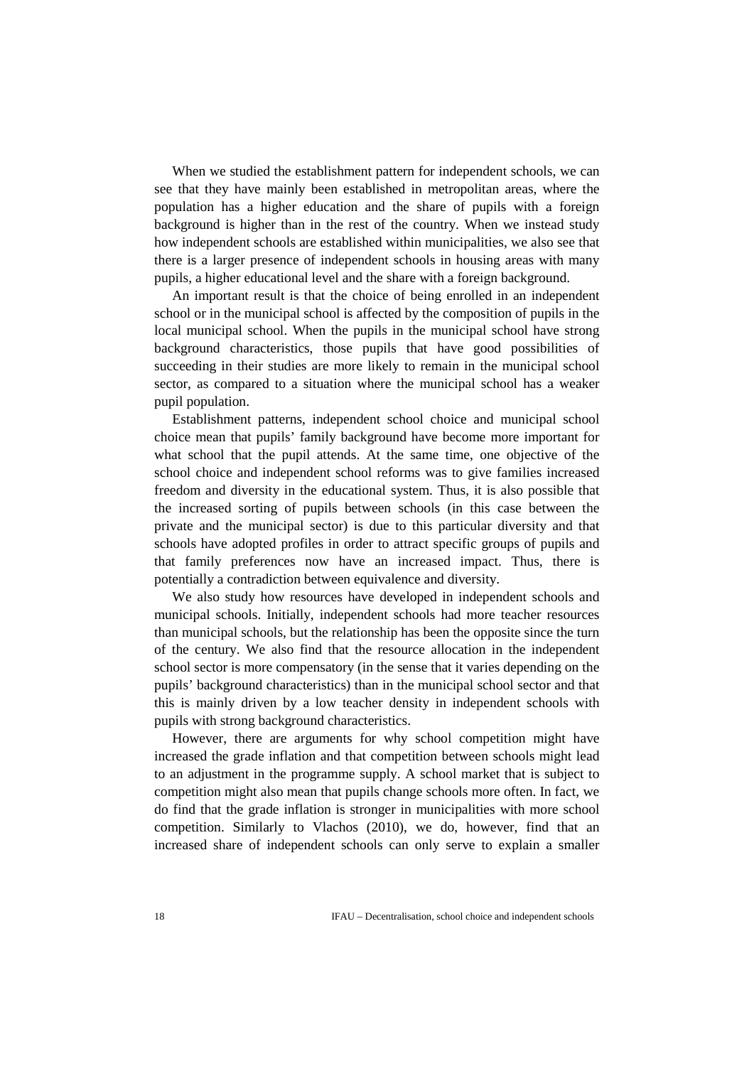When we studied the establishment pattern for independent schools, we can see that they have mainly been established in metropolitan areas, where the population has a higher education and the share of pupils with a foreign background is higher than in the rest of the country. When we instead study how independent schools are established within municipalities, we also see that there is a larger presence of independent schools in housing areas with many pupils, a higher educational level and the share with a foreign background.

An important result is that the choice of being enrolled in an independent school or in the municipal school is affected by the composition of pupils in the local municipal school. When the pupils in the municipal school have strong background characteristics, those pupils that have good possibilities of succeeding in their studies are more likely to remain in the municipal school sector, as compared to a situation where the municipal school has a weaker pupil population.

Establishment patterns, independent school choice and municipal school choice mean that pupils' family background have become more important for what school that the pupil attends. At the same time, one objective of the school choice and independent school reforms was to give families increased freedom and diversity in the educational system. Thus, it is also possible that the increased sorting of pupils between schools (in this case between the private and the municipal sector) is due to this particular diversity and that schools have adopted profiles in order to attract specific groups of pupils and that family preferences now have an increased impact. Thus, there is potentially a contradiction between equivalence and diversity.

We also study how resources have developed in independent schools and municipal schools. Initially, independent schools had more teacher resources than municipal schools, but the relationship has been the opposite since the turn of the century. We also find that the resource allocation in the independent school sector is more compensatory (in the sense that it varies depending on the pupils' background characteristics) than in the municipal school sector and that this is mainly driven by a low teacher density in independent schools with pupils with strong background characteristics.

However, there are arguments for why school competition might have increased the grade inflation and that competition between schools might lead to an adjustment in the programme supply. A school market that is subject to competition might also mean that pupils change schools more often. In fact, we do find that the grade inflation is stronger in municipalities with more school competition. Similarly to Vlachos (2010), we do, however, find that an increased share of independent schools can only serve to explain a smaller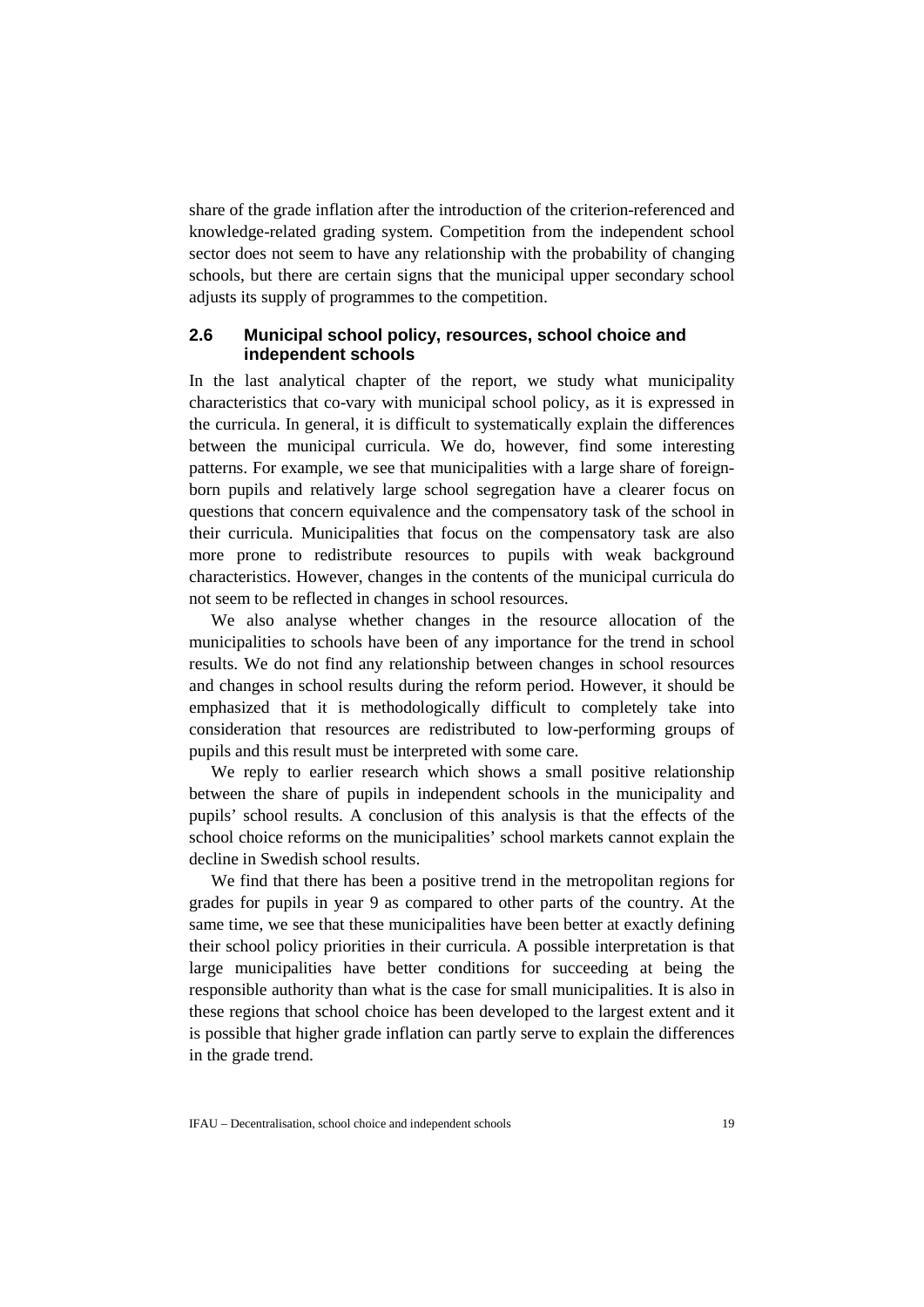share of the grade inflation after the introduction of the criterion-referenced and knowledge-related grading system. Competition from the independent school sector does not seem to have any relationship with the probability of changing schools, but there are certain signs that the municipal upper secondary school adjusts its supply of programmes to the competition.

## 2.6 Municipal school policy, resources, school choice and independent schools

In the last analytical chapter of the report, we study what municipality characteristics that co-vary with municipal school policy, as it is expressed in the curricula. In general, it is difficult to systematically explain the differences between the municipal curricula. We do, however, find some interesting patterns. For example, we see that municipalities with a large share of foreign-born pupils and relatively large school segregation have a clearer focus on questions that concern equivalence and the compensatory task of the school in their curricula. Municipalities that focus on the compensatory task are also more prone to redistribute resources to pupils with weak background characteristics. However, changes in the contents of the municipal curricula do not seem to be reflected in changes in school resources.

We also analyse whether changes in the resource allocation of the municipalities to schools have been of any importance for the trend in school results. We do not find any relationship between changes in school resources and changes in school results during the reform period. However, it should be emphasized that it is methodologically difficult to completely take into consideration that resources are redistributed to low-performing groups of pupils and this result must be interpreted with some care.

We reply to earlier research which shows a small positive relationship between the share of pupils in independent schools in the municipality and pupils' school results. A conclusion of this analysis is that the effects of the school choice reforms on the municipalities' school markets cannot explain the decline in Swedish school results.

We find that there has been a positive trend in the metropolitan regions for grades for pupils in year 9 as compared to other parts of the country. At the same time, we see that these municipalities have been better at exactly defining their school policy priorities in their curricula. A possible interpretation is that large municipalities have better conditions for succeeding at being the responsible authority than what is the case for small municipalities. It is also in these regions that school choice has been developed to the largest extent and it is possible that higher grade inflation can partly serve to explain the differences in the grade trend.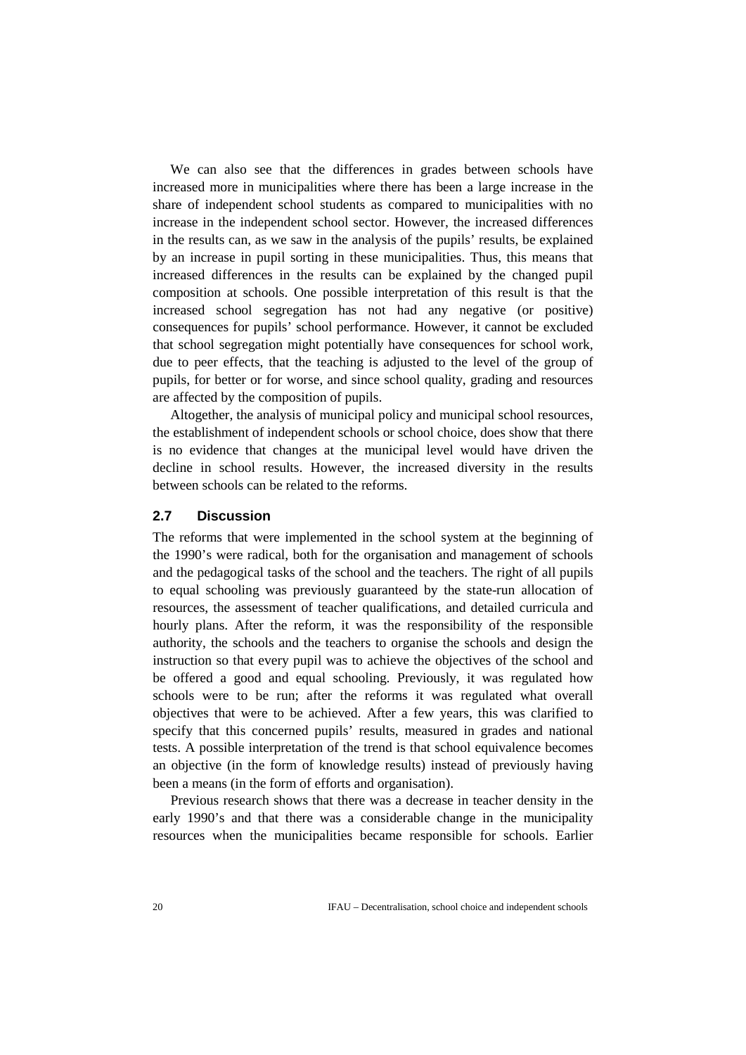We can also see that the differences in grades between schools have increased more in municipalities where there has been a large increase in the share of independent school students as compared to municipalities with no increase in the independent school sector. However, the increased differences in the results can, as we saw in the analysis of the pupils' results, be explained by an increase in pupil sorting in these municipalities. Thus, this means that increased differences in the results can be explained by the changed pupil composition at schools. One possible interpretation of this result is that the increased school segregation has not had any negative (or positive) consequences for pupils' school performance. However, it cannot be excluded that school segregation might potentially have consequences for school work, due to peer effects, that the teaching is adjusted to the level of the group of pupils, for better or for worse, and since school quality, grading and resources are affected by the composition of pupils.

Altogether, the analysis of municipal policy and municipal school resources, the establishment of independent schools or school choice, does show that there is no evidence that changes at the municipal level would have driven the decline in school results. However, the increased diversity in the results between schools can be related to the reforms.

### 2.7 Discussion

The reforms that were implemented in the school system at the beginning of the 1990's were radical, both for the organisation and management of schools and the pedagogical tasks of the school and the teachers. The right of all pupils to equal schooling was previously guaranteed by the state-run allocation of resources, the assessment of teacher qualifications, and detailed curricula and hourly plans. After the reform, it was the responsibility of the responsible authority, the schools and the teachers to organise the schools and design the instruction so that every pupil was to achieve the objectives of the school and be offered a good and equal schooling. Previously, it was regulated how schools were to be run; after the reforms it was regulated what overall objectives that were to be achieved. After a few years, this was clarified to specify that this concerned pupils' results, measured in grades and national tests. A possible interpretation of the trend is that school equivalence becomes an objective (in the form of knowledge results) instead of previously having been a means (in the form of efforts and organisation).

Previous research shows that there was a decrease in teacher density in the early 1990's and that there was a considerable change in the municipality resources when the municipalities became responsible for schools. Earlier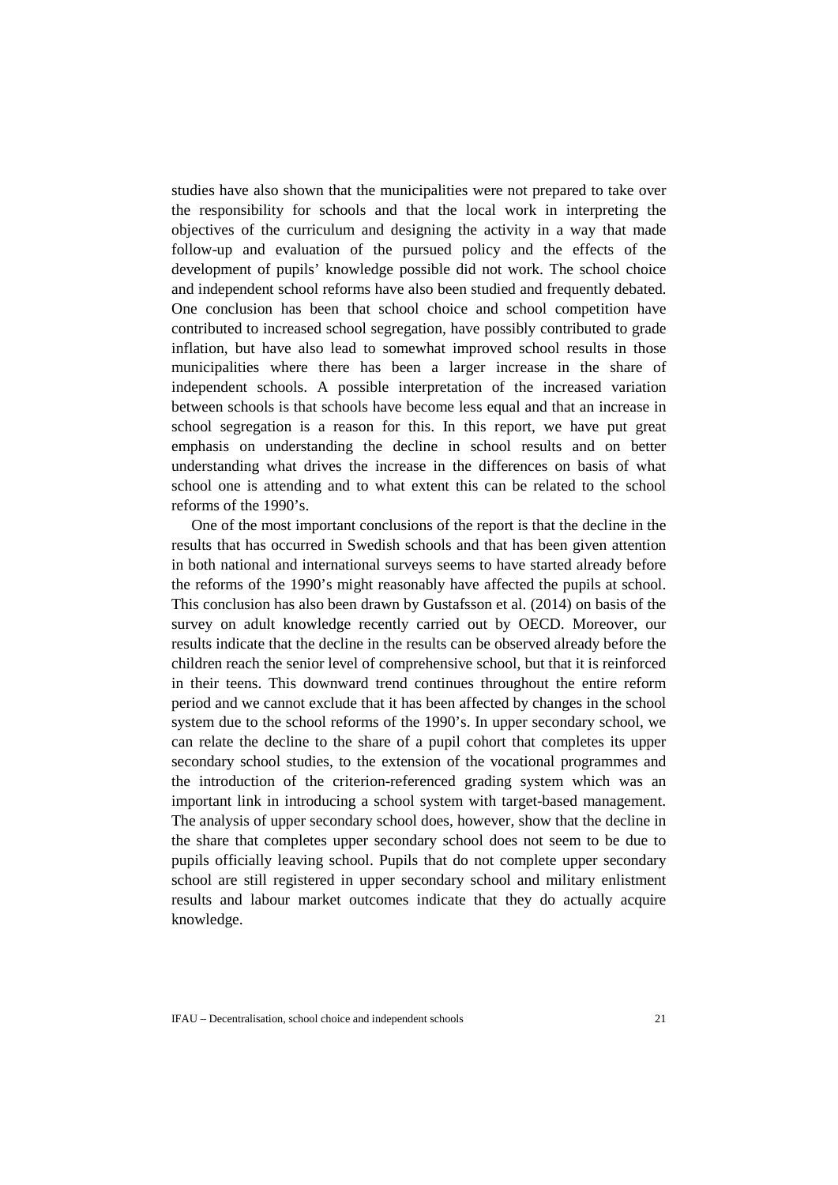studies have also shown that the municipalities were not prepared to take over the responsibility for schools and that the local work in interpreting the objectives of the curriculum and designing the activity in a way that made follow-up and evaluation of the pursued policy and the effects of the development of pupils' knowledge possible did not work. The school choice and independent school reforms have also been studied and frequently debated. One conclusion has been that school choice and school competition have contributed to increased school segregation, have possibly contributed to grade inflation, but have also lead to somewhat improved school results in those municipalities where there has been a larger increase in the share of independent schools. A possible interpretation of the increased variation between schools is that schools have become less equal and that an increase in school segregation is a reason for this. In this report, we have put great emphasis on understanding the decline in school results and on better understanding what drives the increase in the differences on basis of what school one is attending and to what extent this can be related to the school reforms of the 1990's.

One of the most important conclusions of the report is that the decline in the results that has occurred in Swedish schools and that has been given attention in both national and international surveys seems to have started already before the reforms of the 1990's might reasonably have affected the pupils at school. This conclusion has also been drawn by Gustafsson et al. (2014) on basis of the survey on adult knowledge recently carried out by OECD. Moreover, our results indicate that the decline in the results can be observed already before the children reach the senior level of comprehensive school, but that it is reinforced in their teens. This downward trend continues throughout the entire reform period and we cannot exclude that it has been affected by changes in the school system due to the school reforms of the 1990's. In upper secondary school, we can relate the decline to the share of a pupil cohort that completes its upper secondary school studies, to the extension of the vocational programmes and the introduction of the criterion-referenced grading system which was an important link in introducing a school system with target-based management. The analysis of upper secondary school does, however, show that the decline in the share that completes upper secondary school does not seem to be due to pupils officially leaving school. Pupils that do not complete upper secondary school are still registered in upper secondary school and military enlistment results and labour market outcomes indicate that they do actually acquire knowledge.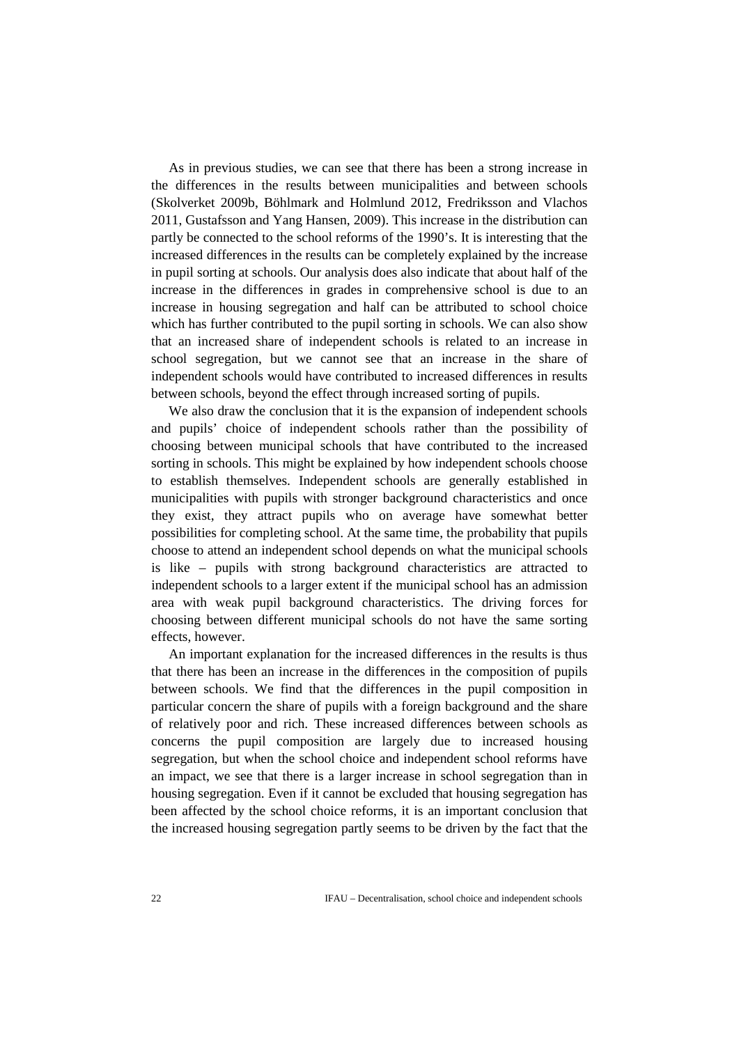As in previous studies, we can see that there has been a strong increase in the differences in the results between municipalities and between schools (Skolverket 2009b, Böhlmark and Holmlund 2012, Fredriksson and Vlachos 2011, Gustafsson and Yang Hansen, 2009). This increase in the distribution can partly be connected to the school reforms of the 1990's. It is interesting that the increased differences in the results can be completely explained by the increase in pupil sorting at schools. Our analysis does also indicate that about half of the increase in the differences in grades in comprehensive school is due to an increase in housing segregation and half can be attributed to school choice which has further contributed to the pupil sorting in schools. We can also show that an increased share of independent schools is related to an increase in school segregation, but we cannot see that an increase in the share of independent schools would have contributed to increased differences in results between schools, beyond the effect through increased sorting of pupils.

We also draw the conclusion that it is the expansion of independent schools and pupils' choice of independent schools rather than the possibility of choosing between municipal schools that have contributed to the increased sorting in schools. This might be explained by how independent schools choose to establish themselves. Independent schools are generally established in municipalities with pupils with stronger background characteristics and once they exist, they attract pupils who on average have somewhat better possibilities for completing school. At the same time, the probability that pupils choose to attend an independent school depends on what the municipal schools is like – pupils with strong background characteristics are attracted to independent schools to a larger extent if the municipal school has an admission area with weak pupil background characteristics. The driving forces for choosing between different municipal schools do not have the same sorting effects, however.

An important explanation for the increased differences in the results is thus that there has been an increase in the differences in the composition of pupils between schools. We find that the differences in the pupil composition in particular concern the share of pupils with a foreign background and the share of relatively poor and rich. These increased differences between schools as concerns the pupil composition are largely due to increased housing segregation, but when the school choice and independent school reforms have an impact, we see that there is a larger increase in school segregation than in housing segregation. Even if it cannot be excluded that housing segregation has been affected by the school choice reforms, it is an important conclusion that the increased housing segregation partly seems to be driven by the fact that the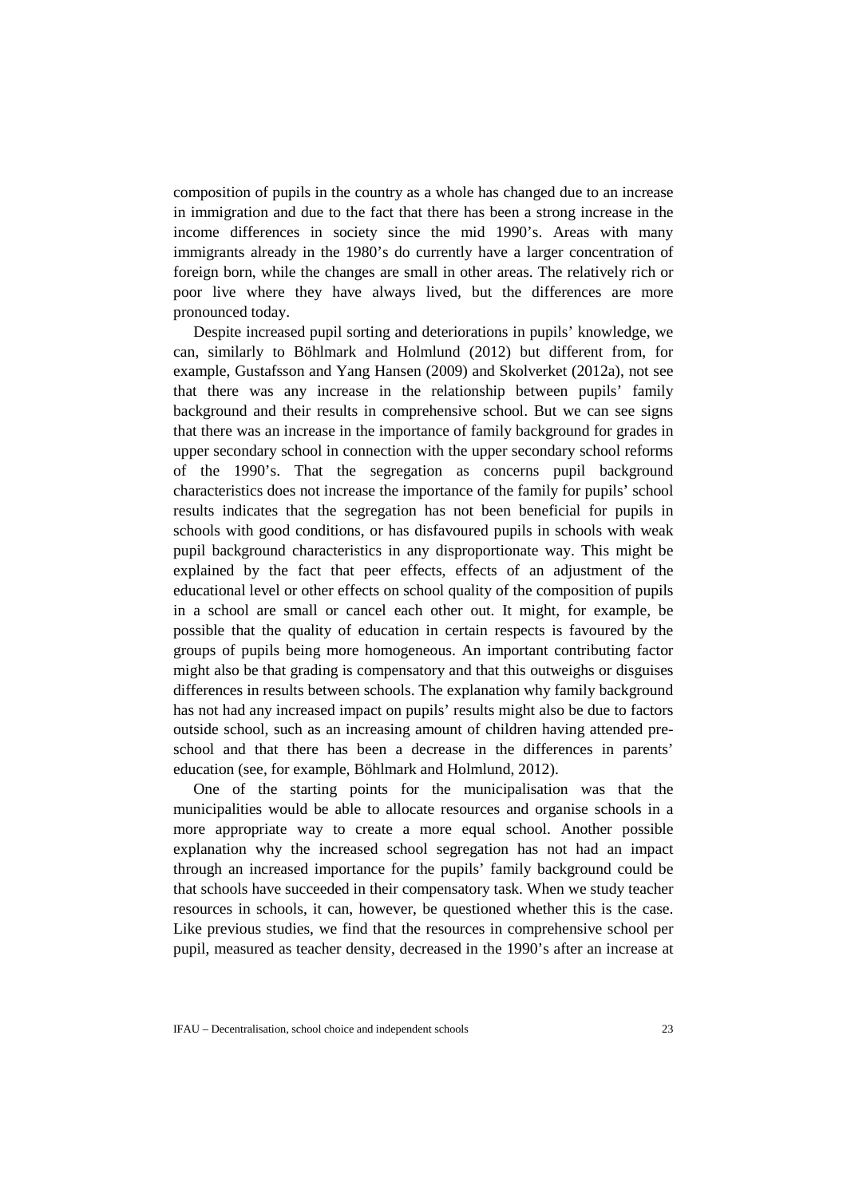composition of pupils in the country as a whole has changed due to an increase in immigration and due to the fact that there has been a strong increase in the income differences in society since the mid 1990's. Areas with many immigrants already in the 1980's do currently have a larger concentration of foreign born, while the changes are small in other areas. The relatively rich or poor live where they have always lived, but the differences are more pronounced today.

Despite increased pupil sorting and deteriorations in pupils' knowledge, we can, similarly to Böhlmark and Holmlund (2012) but different from, for example, Gustafsson and Yang Hansen (2009) and Skolverket (2012a), not see that there was any increase in the relationship between pupils' family background and their results in comprehensive school. But we can see signs that there was an increase in the importance of family background for grades in upper secondary school in connection with the upper secondary school reforms of the 1990's. That the segregation as concerns pupil background characteristics does not increase the importance of the family for pupils' school results indicates that the segregation has not been beneficial for pupils in schools with good conditions, or has disfavoured pupils in schools with weak pupil background characteristics in any disproportionate way. This might be explained by the fact that peer effects, effects of an adjustment of the educational level or other effects on school quality of the composition of pupils in a school are small or cancel each other out. It might, for example, be possible that the quality of education in certain respects is favoured by the groups of pupils being more homogeneous. An important contributing factor might also be that grading is compensatory and that this outweighs or disguises differences in results between schools. The explanation why family background has not had any increased impact on pupils' results might also be due to factors outside school, such as an increasing amount of children having attended pre-school and that there has been a decrease in the differences in parents' education (see, for example, Böhlmark and Holmlund, 2012).

One of the starting points for the municipalisation was that the municipalities would be able to allocate resources and organise schools in a more appropriate way to create a more equal school. Another possible explanation why the increased school segregation has not had an impact through an increased importance for the pupils' family background could be that schools have succeeded in their compensatory task. When we study teacher resources in schools, it can, however, be questioned whether this is the case. Like previous studies, we find that the resources in comprehensive school per pupil, measured as teacher density, decreased in the 1990's after an increase at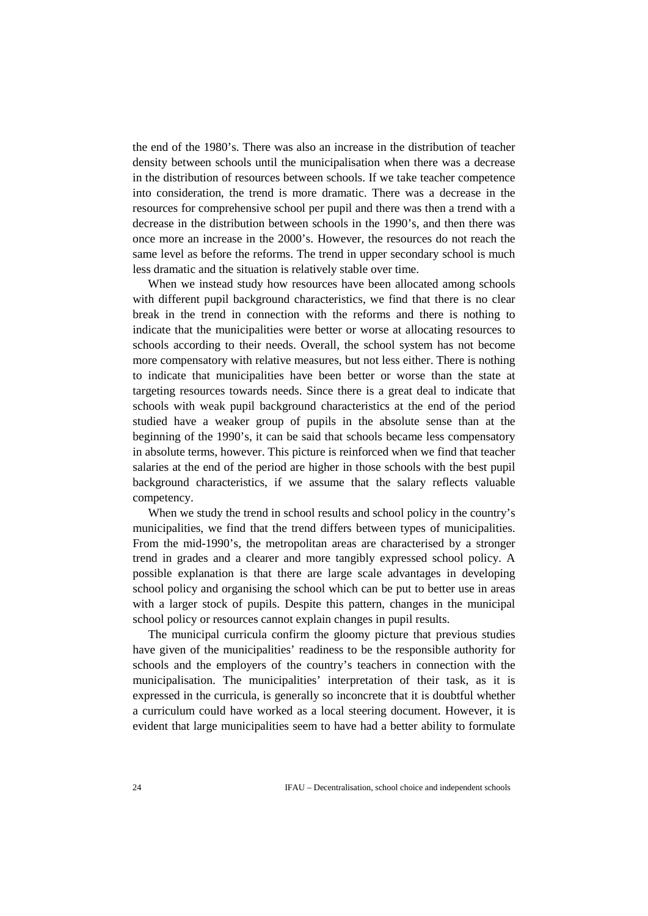the end of the 1980's. There was also an increase in the distribution of teacher density between schools until the municipalisation when there was a decrease in the distribution of resources between schools. If we take teacher competence into consideration, the trend is more dramatic. There was a decrease in the resources for comprehensive school per pupil and there was then a trend with a decrease in the distribution between schools in the 1990's, and then there was once more an increase in the 2000's. However, the resources do not reach the same level as before the reforms. The trend in upper secondary school is much less dramatic and the situation is relatively stable over time.

When we instead study how resources have been allocated among schools with different pupil background characteristics, we find that there is no clear break in the trend in connection with the reforms and there is nothing to indicate that the municipalities were better or worse at allocating resources to schools according to their needs. Overall, the school system has not become more compensatory with relative measures, but not less either. There is nothing to indicate that municipalities have been better or worse than the state at targeting resources towards needs. Since there is a great deal to indicate that schools with weak pupil background characteristics at the end of the period studied have a weaker group of pupils in the absolute sense than at the beginning of the 1990's, it can be said that schools became less compensatory in absolute terms, however. This picture is reinforced when we find that teacher salaries at the end of the period are higher in those schools with the best pupil background characteristics, if we assume that the salary reflects valuable competency.

When we study the trend in school results and school policy in the country's municipalities, we find that the trend differs between types of municipalities. From the mid-1990's, the metropolitan areas are characterised by a stronger trend in grades and a clearer and more tangibly expressed school policy. A possible explanation is that there are large scale advantages in developing school policy and organising the school which can be put to better use in areas with a larger stock of pupils. Despite this pattern, changes in the municipal school policy or resources cannot explain changes in pupil results.

The municipal curricula confirm the gloomy picture that previous studies have given of the municipalities' readiness to be the responsible authority for schools and the employers of the country's teachers in connection with the municipalisation. The municipalities' interpretation of their task, as it is expressed in the curricula, is generally so inconcrete that it is doubtful whether a curriculum could have worked as a local steering document. However, it is evident that large municipalities seem to have had a better ability to formulate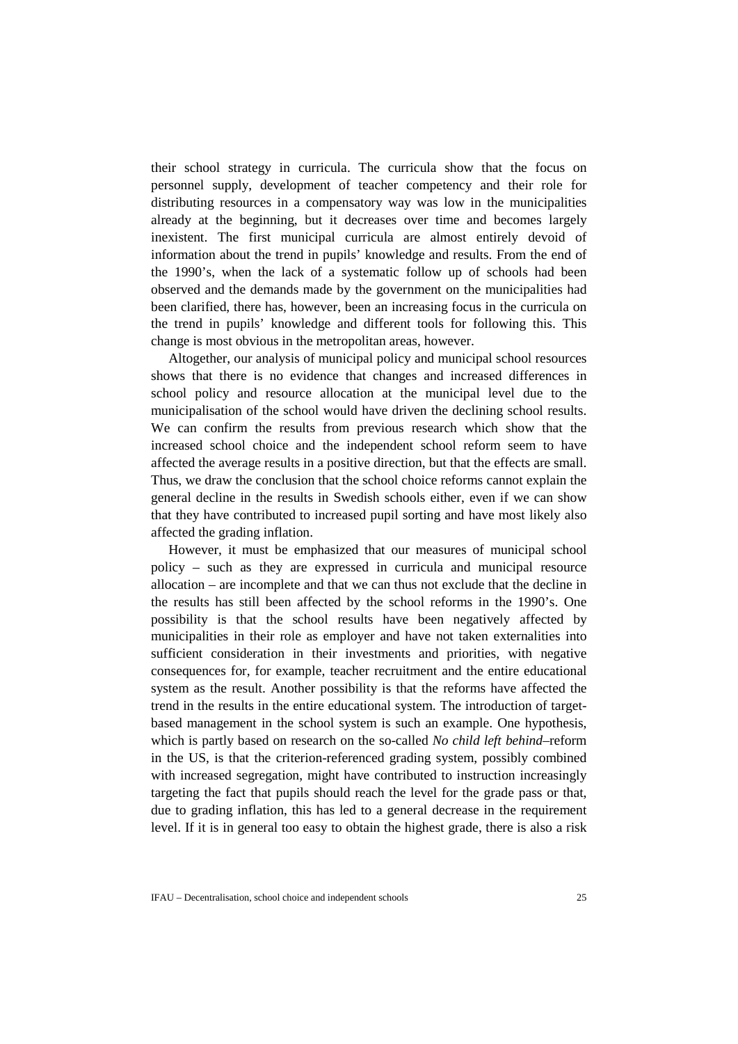their school strategy in curricula. The curricula show that the focus on personnel supply, development of teacher competency and their role for distributing resources in a compensatory way was low in the municipalities already at the beginning, but it decreases over time and becomes largely inexistent. The first municipal curricula are almost entirely devoid of information about the trend in pupils' knowledge and results. From the end of the 1990's, when the lack of a systematic follow up of schools had been observed and the demands made by the government on the municipalities had been clarified, there has, however, been an increasing focus in the curricula on the trend in pupils' knowledge and different tools for following this. This change is most obvious in the metropolitan areas, however.

Altogether, our analysis of municipal policy and municipal school resources shows that there is no evidence that changes and increased differences in school policy and resource allocation at the municipal level due to the municipalisation of the school would have driven the declining school results. We can confirm the results from previous research which show that the increased school choice and the independent school reform seem to have affected the average results in a positive direction, but that the effects are small. Thus, we draw the conclusion that the school choice reforms cannot explain the general decline in the results in Swedish schools either, even if we can show that they have contributed to increased pupil sorting and have most likely also affected the grading inflation.

However, it must be emphasized that our measures of municipal school policy – such as they are expressed in curricula and municipal resource allocation – are incomplete and that we can thus not exclude that the decline in the results has still been affected by the school reforms in the 1990's. One possibility is that the school results have been negatively affected by municipalities in their role as employer and have not taken externalities into sufficient consideration in their investments and priorities, with negative consequences for, for example, teacher recruitment and the entire educational system as the result. Another possibility is that the reforms have affected the trend in the results in the entire educational system. The introduction of target-based management in the school system is such an example. One hypothesis, which is partly based on research on the so-called *No child left behind*–reform in the US, is that the criterion-referenced grading system, possibly combined with increased segregation, might have contributed to instruction increasingly targeting the fact that pupils should reach the level for the grade pass or that, due to grading inflation, this has led to a general decrease in the requirement level. If it is in general too easy to obtain the highest grade, there is also a risk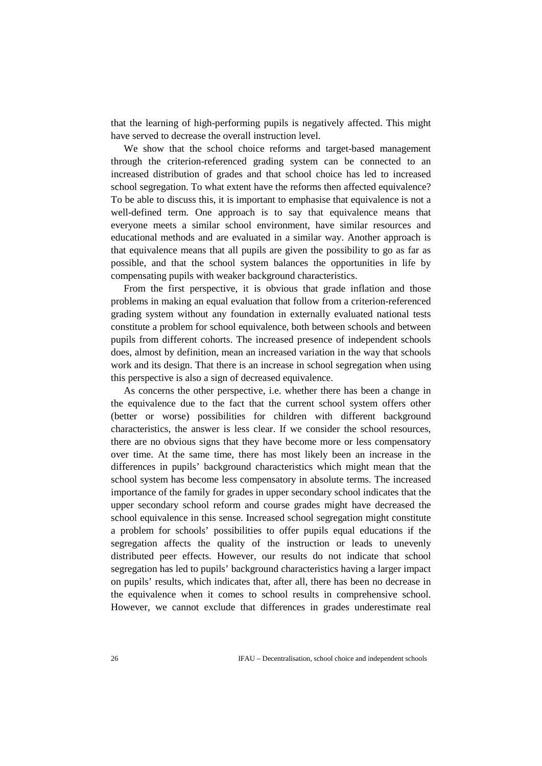that the learning of high-performing pupils is negatively affected. This might have served to decrease the overall instruction level.

We show that the school choice reforms and target-based management through the criterion-referenced grading system can be connected to an increased distribution of grades and that school choice has led to increased school segregation. To what extent have the reforms then affected equivalence? To be able to discuss this, it is important to emphasise that equivalence is not a well-defined term. One approach is to say that equivalence means that everyone meets a similar school environment, have similar resources and educational methods and are evaluated in a similar way. Another approach is that equivalence means that all pupils are given the possibility to go as far as possible, and that the school system balances the opportunities in life by compensating pupils with weaker background characteristics.

From the first perspective, it is obvious that grade inflation and those problems in making an equal evaluation that follow from a criterion-referenced grading system without any foundation in externally evaluated national tests constitute a problem for school equivalence, both between schools and between pupils from different cohorts. The increased presence of independent schools does, almost by definition, mean an increased variation in the way that schools work and its design. That there is an increase in school segregation when using this perspective is also a sign of decreased equivalence.

As concerns the other perspective, i.e. whether there has been a change in the equivalence due to the fact that the current school system offers other (better or worse) possibilities for children with different background characteristics, the answer is less clear. If we consider the school resources, there are no obvious signs that they have become more or less compensatory over time. At the same time, there has most likely been an increase in the differences in pupils' background characteristics which might mean that the school system has become less compensatory in absolute terms. The increased importance of the family for grades in upper secondary school indicates that the upper secondary school reform and course grades might have decreased the school equivalence in this sense. Increased school segregation might constitute a problem for schools' possibilities to offer pupils equal educations if the segregation affects the quality of the instruction or leads to unevenly distributed peer effects. However, our results do not indicate that school segregation has led to pupils' background characteristics having a larger impact on pupils' results, which indicates that, after all, there has been no decrease in the equivalence when it comes to school results in comprehensive school. However, we cannot exclude that differences in grades underestimate real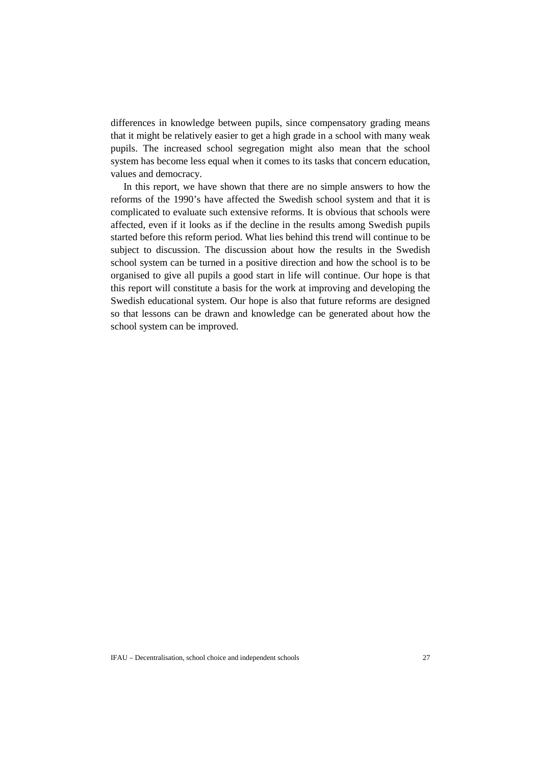differences in knowledge between pupils, since compensatory grading means that it might be relatively easier to get a high grade in a school with many weak pupils. The increased school segregation might also mean that the school system has become less equal when it comes to its tasks that concern education, values and democracy.

In this report, we have shown that there are no simple answers to how the reforms of the 1990's have affected the Swedish school system and that it is complicated to evaluate such extensive reforms. It is obvious that schools were affected, even if it looks as if the decline in the results among Swedish pupils started before this reform period. What lies behind this trend will continue to be subject to discussion. The discussion about how the results in the Swedish school system can be turned in a positive direction and how the school is to be organised to give all pupils a good start in life will continue. Our hope is that this report will constitute a basis for the work at improving and developing the Swedish educational system. Our hope is also that future reforms are designed so that lessons can be drawn and knowledge can be generated about how the school system can be improved.